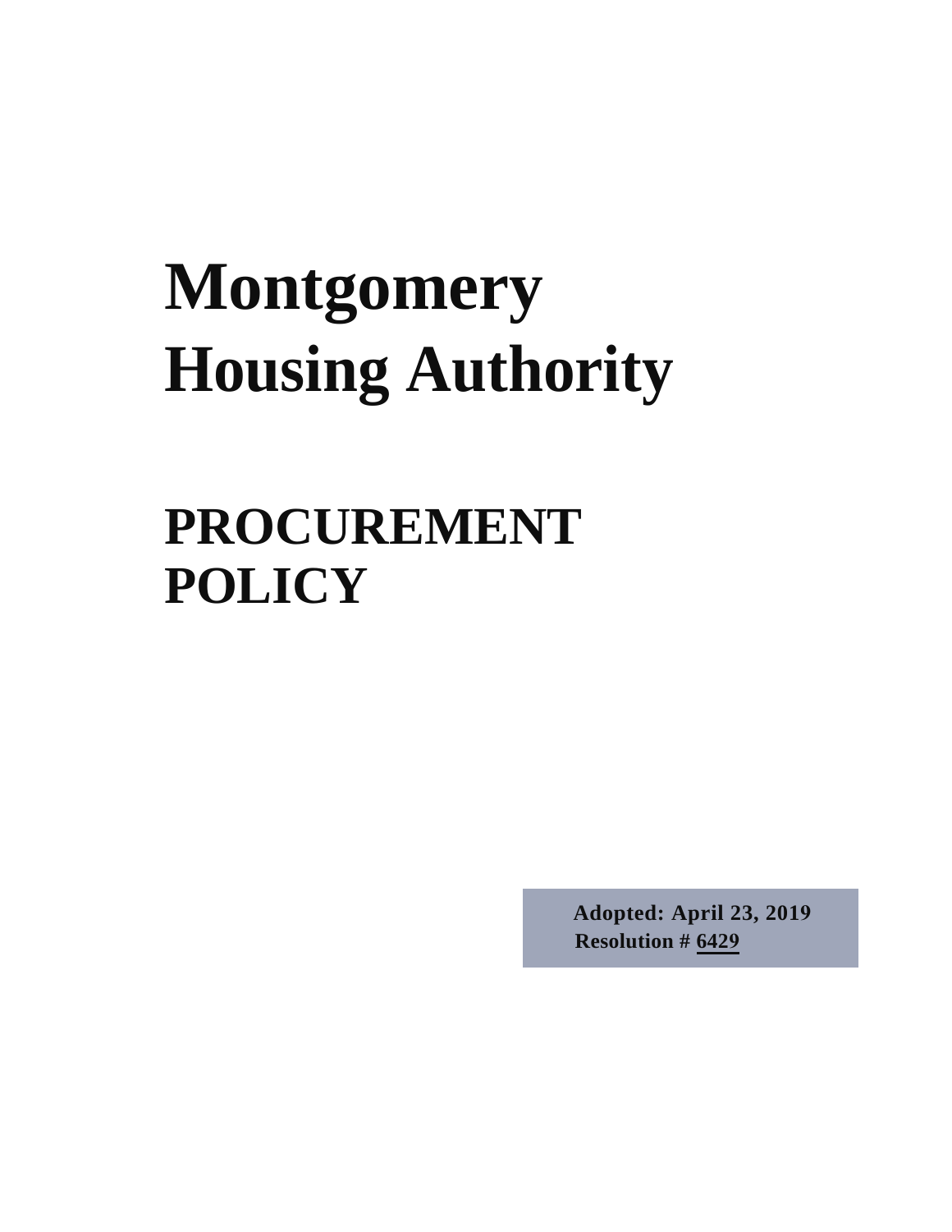# Montgomery Housing Authority

## PROCUREMENT POLICY

**Adopted: April 23, 2019**
**Resolution # 6429**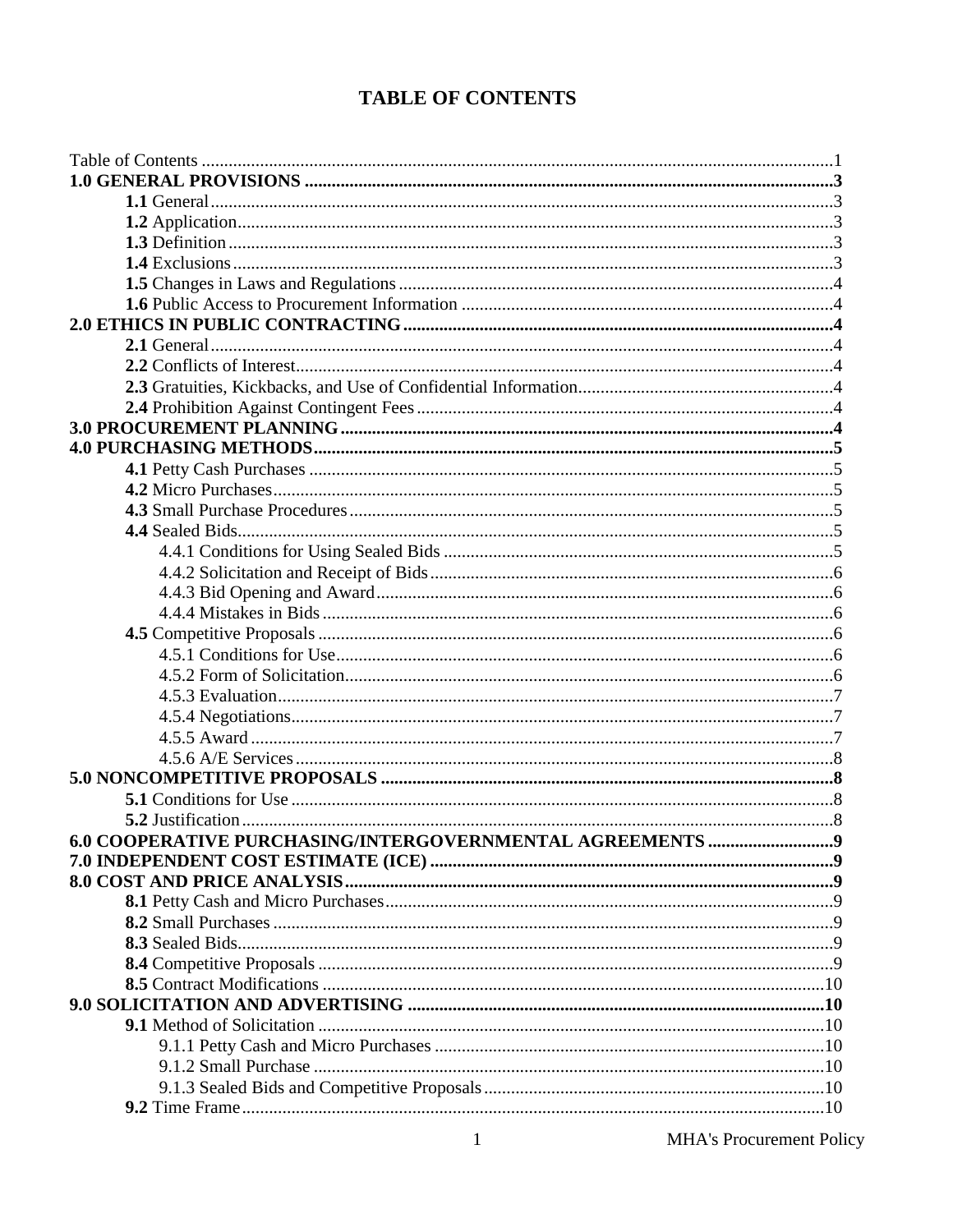# TABLE OF CONTENTS

Table of Contents ..... 1

**1.0 GENERAL PROVISIONS ..... 3**

- **1.1** General ..... 3
- **1.2** Application ..... 3
- **1.3** Definition ..... 3
- **1.4** Exclusions ..... 3
- **1.5** Changes in Laws and Regulations ..... 4
- **1.6** Public Access to Procurement Information ..... 4

**2.0 ETHICS IN PUBLIC CONTRACTING ..... 4**

- **2.1** General ..... 4
- **2.2** Conflicts of Interest ..... 4
- **2.3** Gratuities, Kickbacks, and Use of Confidential Information ..... 4
- **2.4** Prohibition Against Contingent Fees ..... 4

**3.0 PROCUREMENT PLANNING ..... 4**

**4.0 PURCHASING METHODS ..... 5**

- **4.1** Petty Cash Purchases ..... 5
- **4.2** Micro Purchases ..... 5
- **4.3** Small Purchase Procedures ..... 5
- **4.4** Sealed Bids ..... 5
  - 4.4.1 Conditions for Using Sealed Bids ..... 5
  - 4.4.2 Solicitation and Receipt of Bids ..... 6
  - 4.4.3 Bid Opening and Award ..... 6
  - 4.4.4 Mistakes in Bids ..... 6
- **4.5** Competitive Proposals ..... 6
  - 4.5.1 Conditions for Use ..... 6
  - 4.5.2 Form of Solicitation ..... 6
  - 4.5.3 Evaluation ..... 7
  - 4.5.4 Negotiations ..... 7
  - 4.5.5 Award ..... 7
  - 4.5.6 A/E Services ..... 8

**5.0 NONCOMPETITIVE PROPOSALS ..... 8**

- **5.1** Conditions for Use ..... 8
- **5.2** Justification ..... 8

**6.0 COOPERATIVE PURCHASING/INTERGOVERNMENTAL AGREEMENTS ..... 9**

**7.0 INDEPENDENT COST ESTIMATE (ICE) ..... 9**

**8.0 COST AND PRICE ANALYSIS ..... 9**

- **8.1** Petty Cash and Micro Purchases ..... 9
- **8.2** Small Purchases ..... 9
- **8.3** Sealed Bids ..... 9
- **8.4** Competitive Proposals ..... 9
- **8.5** Contract Modifications ..... 10

**9.0 SOLICITATION AND ADVERTISING ..... 10**

- **9.1** Method of Solicitation ..... 10
  - 9.1.1 Petty Cash and Micro Purchases ..... 10
  - 9.1.2 Small Purchase ..... 10
  - 9.1.3 Sealed Bids and Competitive Proposals ..... 10
- **9.2** Time Frame ..... 10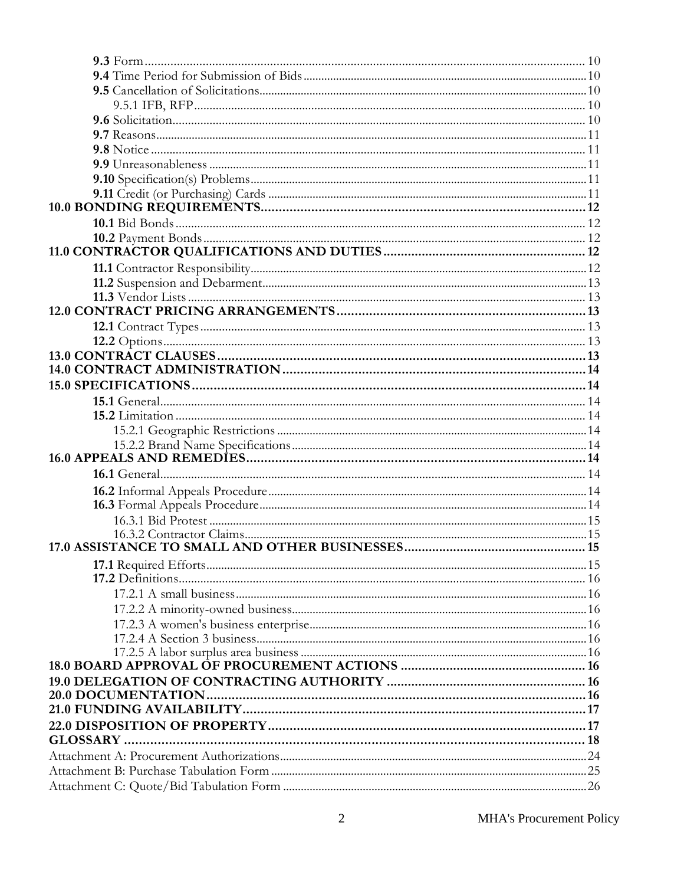**9.3** Form ........................................................................................................................ 10
**9.4** Time Period for Submission of Bids ............................................................................ 10
**9.5** Cancellation of Solicitations ........................................................................................ 10
9.5.1 IFB, RFP ................................................................................................................ 10
**9.6** Solicitation .................................................................................................................. 10
**9.7** Reasons ........................................................................................................................ 11
**9.8** Notice ........................................................................................................................... 11
**9.9** Unreasonableness ......................................................................................................... 11
**9.10** Specification(s) Problems ........................................................................................... 11
**9.11** Credit (or Purchasing) Cards ...................................................................................... 11
**10.0 BONDING REQUIREMENTS** ........................................................................................ 12
**10.1** Bid Bonds .................................................................................................................. 12
**10.2** Payment Bonds .......................................................................................................... 12
**11.0 CONTRACTOR QUALIFICATIONS AND DUTIES** ..................................................... 12
**11.1** Contractor Responsibility ........................................................................................... 12
**11.2** Suspension and Debarment ........................................................................................ 13
**11.3** Vendor Lists ............................................................................................................... 13
**12.0 CONTRACT PRICING ARRANGEMENTS** .................................................................. 13
**12.1** Contract Types ........................................................................................................... 13
**12.2** Options ....................................................................................................................... 13
**13.0 CONTRACT CLAUSES** .................................................................................................. 13
**14.0 CONTRACT ADMINISTRATION** ................................................................................. 14
**15.0 SPECIFICATIONS** .......................................................................................................... 14
**15.1** General ....................................................................................................................... 14
**15.2** Limitation ................................................................................................................... 14
15.2.1 Geographic Restrictions ........................................................................................ 14
15.2.2 Brand Name Specifications ................................................................................... 14
**16.0 APPEALS AND REMEDIES** .......................................................................................... 14
**16.1** General ....................................................................................................................... 14
**16.2** Informal Appeals Procedure ....................................................................................... 14
**16.3** Formal Appeals Procedure ......................................................................................... 14
16.3.1 Bid Protest ............................................................................................................ 15
16.3.2 Contractor Claims .................................................................................................. 15
**17.0 ASSISTANCE TO SMALL AND OTHER BUSINESSES** ............................................... 15
**17.1** Required Efforts .......................................................................................................... 15
**17.2** Definitions .................................................................................................................. 16
17.2.1 A small business .................................................................................................... 16
17.2.2 A minority-owned business .................................................................................... 16
17.2.3 A women's business enterprise ............................................................................... 16
17.2.4 A Section 3 business ............................................................................................... 16
17.2.5 A labor surplus area business ................................................................................. 16
**18.0 BOARD APPROVAL OF PROCUREMENT ACTIONS** ................................................. 16
**19.0 DELEGATION OF CONTRACTING AUTHORITY** ..................................................... 16
**20.0 DOCUMENTATION** ...................................................................................................... 16
**21.0 FUNDING AVAILABILITY** ........................................................................................... 17
**22.0 DISPOSITION OF PROPERTY** ..................................................................................... 17
**GLOSSARY** ........................................................................................................................... 18
Attachment A: Procurement Authorizations ............................................................................. 24
Attachment B: Purchase Tabulation Form ................................................................................ 25
Attachment C: Quote/Bid Tabulation Form ............................................................................. 26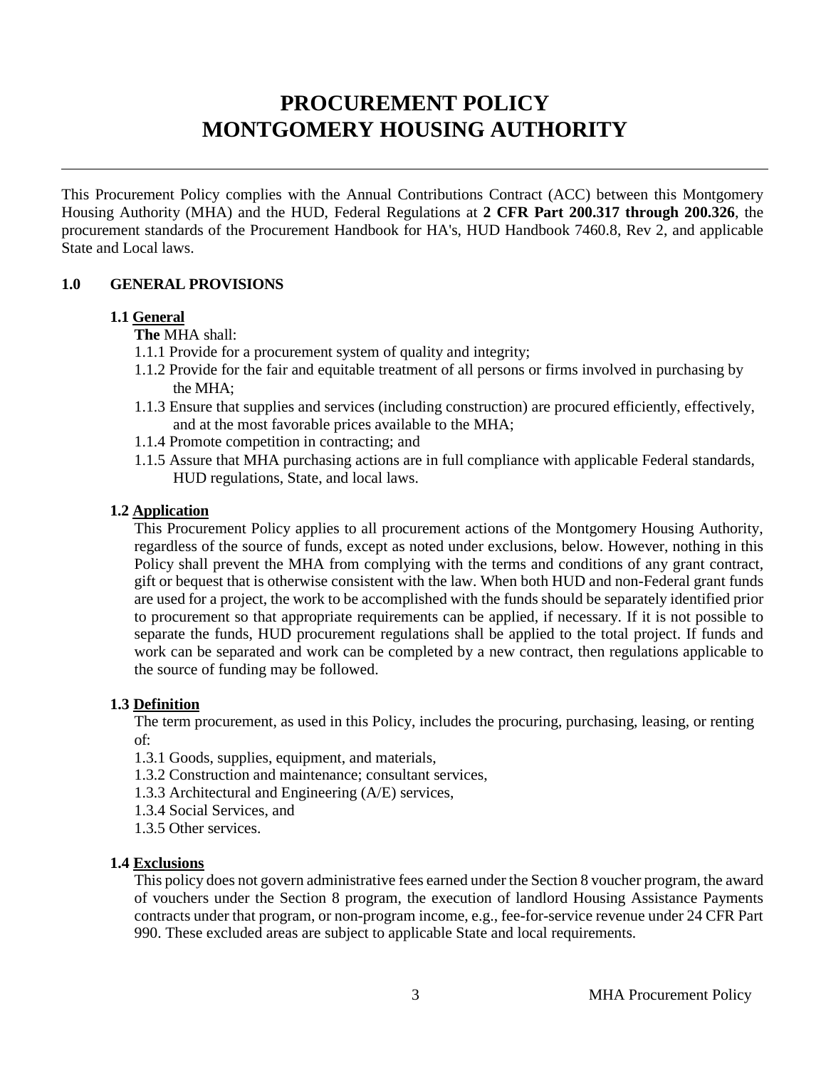# PROCUREMENT POLICY
# MONTGOMERY HOUSING AUTHORITY

---

This Procurement Policy complies with the Annual Contributions Contract (ACC) between this Montgomery Housing Authority (MHA) and the HUD, Federal Regulations at **2 CFR Part 200.317 through 200.326**, the procurement standards of the Procurement Handbook for HA's, HUD Handbook 7460.8, Rev 2, and applicable State and Local laws.

## 1.0 GENERAL PROVISIONS

### 1.1 General

**The** MHA shall:

1.1.1 Provide for a procurement system of quality and integrity;

1.1.2 Provide for the fair and equitable treatment of all persons or firms involved in purchasing by the MHA;

1.1.3 Ensure that supplies and services (including construction) are procured efficiently, effectively, and at the most favorable prices available to the MHA;

1.1.4 Promote competition in contracting; and

1.1.5 Assure that MHA purchasing actions are in full compliance with applicable Federal standards, HUD regulations, State, and local laws.

### 1.2 Application

This Procurement Policy applies to all procurement actions of the Montgomery Housing Authority, regardless of the source of funds, except as noted under exclusions, below. However, nothing in this Policy shall prevent the MHA from complying with the terms and conditions of any grant contract, gift or bequest that is otherwise consistent with the law. When both HUD and non-Federal grant funds are used for a project, the work to be accomplished with the funds should be separately identified prior to procurement so that appropriate requirements can be applied, if necessary. If it is not possible to separate the funds, HUD procurement regulations shall be applied to the total project. If funds and work can be separated and work can be completed by a new contract, then regulations applicable to the source of funding may be followed.

### 1.3 Definition

The term procurement, as used in this Policy, includes the procuring, purchasing, leasing, or renting of:

1.3.1 Goods, supplies, equipment, and materials,

1.3.2 Construction and maintenance; consultant services,

1.3.3 Architectural and Engineering (A/E) services,

1.3.4 Social Services, and

1.3.5 Other services.

### 1.4 Exclusions

This policy does not govern administrative fees earned under the Section 8 voucher program, the award of vouchers under the Section 8 program, the execution of landlord Housing Assistance Payments contracts under that program, or non-program income, e.g., fee-for-service revenue under 24 CFR Part 990. These excluded areas are subject to applicable State and local requirements.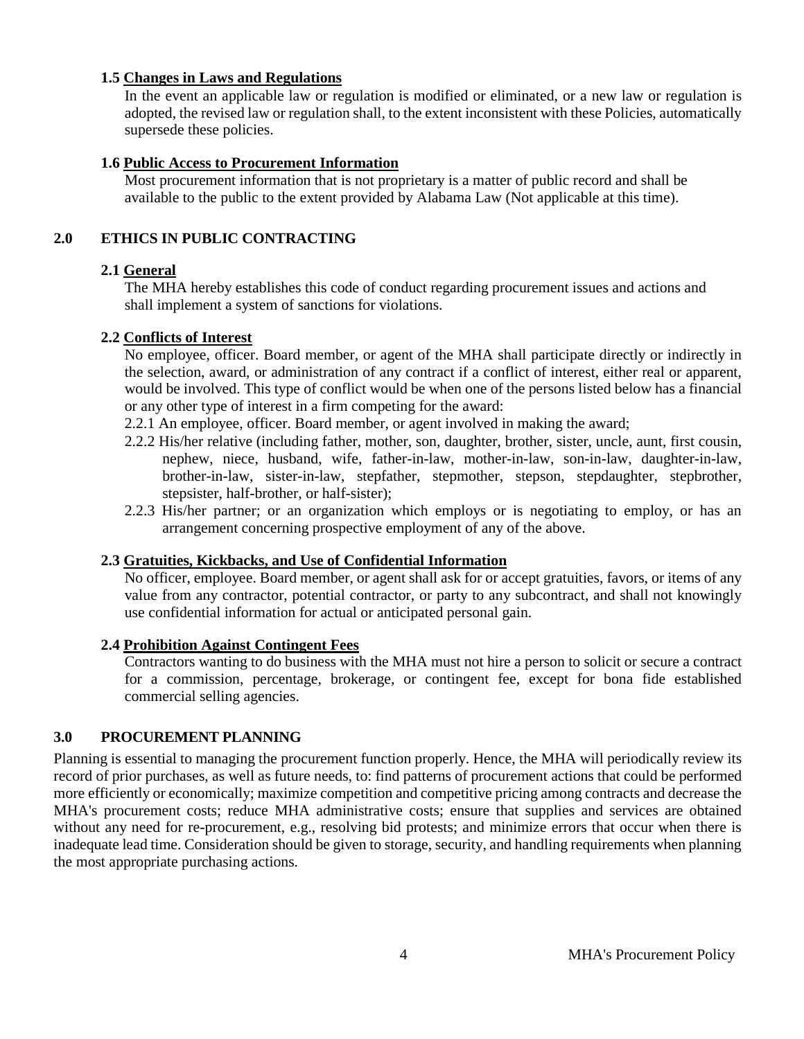### 1.5 Changes in Laws and Regulations

In the event an applicable law or regulation is modified or eliminated, or a new law or regulation is adopted, the revised law or regulation shall, to the extent inconsistent with these Policies, automatically supersede these policies.

### 1.6 Public Access to Procurement Information

Most procurement information that is not proprietary is a matter of public record and shall be available to the public to the extent provided by Alabama Law (Not applicable at this time).

## 2.0 ETHICS IN PUBLIC CONTRACTING

### 2.1 General

The MHA hereby establishes this code of conduct regarding procurement issues and actions and shall implement a system of sanctions for violations.

### 2.2 Conflicts of Interest

No employee, officer. Board member, or agent of the MHA shall participate directly or indirectly in the selection, award, or administration of any contract if a conflict of interest, either real or apparent, would be involved. This type of conflict would be when one of the persons listed below has a financial or any other type of interest in a firm competing for the award:

2.2.1 An employee, officer. Board member, or agent involved in making the award;

2.2.2 His/her relative (including father, mother, son, daughter, brother, sister, uncle, aunt, first cousin, nephew, niece, husband, wife, father-in-law, mother-in-law, son-in-law, daughter-in-law, brother-in-law, sister-in-law, stepfather, stepmother, stepson, stepdaughter, stepbrother, stepsister, half-brother, or half-sister);

2.2.3 His/her partner; or an organization which employs or is negotiating to employ, or has an arrangement concerning prospective employment of any of the above.

### 2.3 Gratuities, Kickbacks, and Use of Confidential Information

No officer, employee. Board member, or agent shall ask for or accept gratuities, favors, or items of any value from any contractor, potential contractor, or party to any subcontract, and shall not knowingly use confidential information for actual or anticipated personal gain.

### 2.4 Prohibition Against Contingent Fees

Contractors wanting to do business with the MHA must not hire a person to solicit or secure a contract for a commission, percentage, brokerage, or contingent fee, except for bona fide established commercial selling agencies.

## 3.0 PROCUREMENT PLANNING

Planning is essential to managing the procurement function properly. Hence, the MHA will periodically review its record of prior purchases, as well as future needs, to: find patterns of procurement actions that could be performed more efficiently or economically; maximize competition and competitive pricing among contracts and decrease the MHA's procurement costs; reduce MHA administrative costs; ensure that supplies and services are obtained without any need for re-procurement, e.g., resolving bid protests; and minimize errors that occur when there is inadequate lead time. Consideration should be given to storage, security, and handling requirements when planning the most appropriate purchasing actions.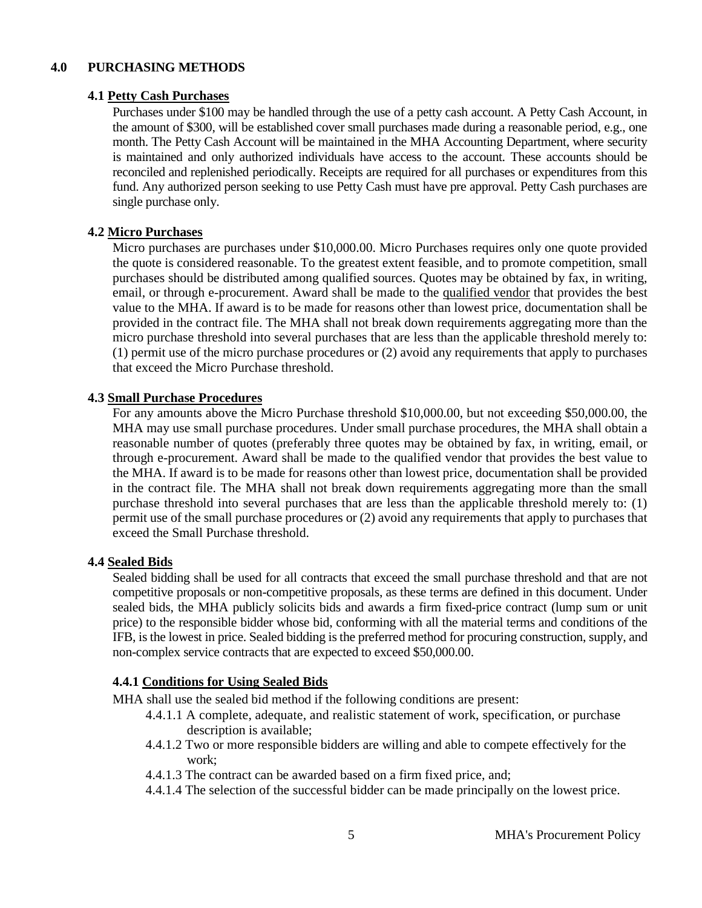## 4.0 PURCHASING METHODS

### 4.1 Petty Cash Purchases

Purchases under $100 may be handled through the use of a petty cash account. A Petty Cash Account, in the amount of $300, will be established cover small purchases made during a reasonable period, e.g., one month. The Petty Cash Account will be maintained in the MHA Accounting Department, where security is maintained and only authorized individuals have access to the account. These accounts should be reconciled and replenished periodically. Receipts are required for all purchases or expenditures from this fund. Any authorized person seeking to use Petty Cash must have pre approval. Petty Cash purchases are single purchase only.

### 4.2 Micro Purchases

Micro purchases are purchases under $10,000.00. Micro Purchases requires only one quote provided the quote is considered reasonable. To the greatest extent feasible, and to promote competition, small purchases should be distributed among qualified sources. Quotes may be obtained by fax, in writing, email, or through e-procurement. Award shall be made to the qualified vendor that provides the best value to the MHA. If award is to be made for reasons other than lowest price, documentation shall be provided in the contract file. The MHA shall not break down requirements aggregating more than the micro purchase threshold into several purchases that are less than the applicable threshold merely to: (1) permit use of the micro purchase procedures or (2) avoid any requirements that apply to purchases that exceed the Micro Purchase threshold.

### 4.3 Small Purchase Procedures

For any amounts above the Micro Purchase threshold $10,000.00, but not exceeding $50,000.00, the MHA may use small purchase procedures. Under small purchase procedures, the MHA shall obtain a reasonable number of quotes (preferably three quotes may be obtained by fax, in writing, email, or through e-procurement. Award shall be made to the qualified vendor that provides the best value to the MHA. If award is to be made for reasons other than lowest price, documentation shall be provided in the contract file. The MHA shall not break down requirements aggregating more than the small purchase threshold into several purchases that are less than the applicable threshold merely to: (1) permit use of the small purchase procedures or (2) avoid any requirements that apply to purchases that exceed the Small Purchase threshold.

### 4.4 Sealed Bids

Sealed bidding shall be used for all contracts that exceed the small purchase threshold and that are not competitive proposals or non-competitive proposals, as these terms are defined in this document. Under sealed bids, the MHA publicly solicits bids and awards a firm fixed-price contract (lump sum or unit price) to the responsible bidder whose bid, conforming with all the material terms and conditions of the IFB, is the lowest in price. Sealed bidding is the preferred method for procuring construction, supply, and non-complex service contracts that are expected to exceed $50,000.00.

#### 4.4.1 Conditions for Using Sealed Bids

MHA shall use the sealed bid method if the following conditions are present:

- 4.4.1.1 A complete, adequate, and realistic statement of work, specification, or purchase description is available;
- 4.4.1.2 Two or more responsible bidders are willing and able to compete effectively for the work;
- 4.4.1.3 The contract can be awarded based on a firm fixed price, and;
- 4.4.1.4 The selection of the successful bidder can be made principally on the lowest price.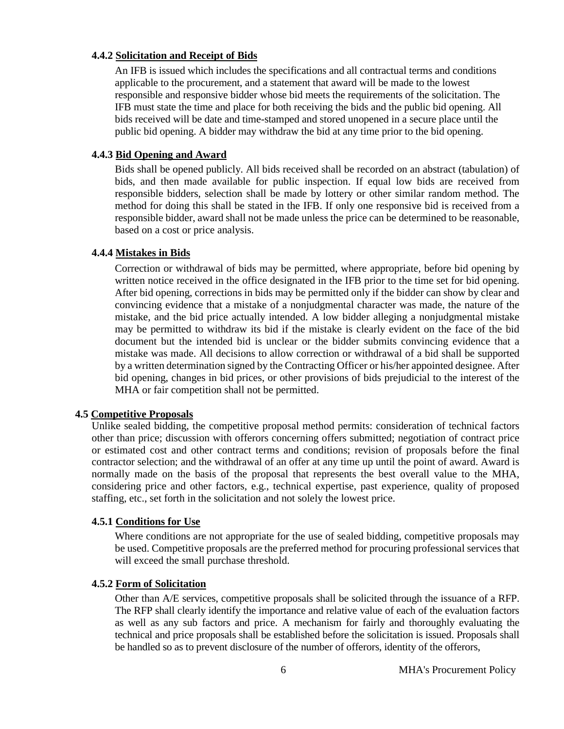#### 4.4.2 Solicitation and Receipt of Bids

An IFB is issued which includes the specifications and all contractual terms and conditions applicable to the procurement, and a statement that award will be made to the lowest responsible and responsive bidder whose bid meets the requirements of the solicitation. The IFB must state the time and place for both receiving the bids and the public bid opening. All bids received will be date and time-stamped and stored unopened in a secure place until the public bid opening. A bidder may withdraw the bid at any time prior to the bid opening.

#### 4.4.3 Bid Opening and Award

Bids shall be opened publicly. All bids received shall be recorded on an abstract (tabulation) of bids, and then made available for public inspection. If equal low bids are received from responsible bidders, selection shall be made by lottery or other similar random method. The method for doing this shall be stated in the IFB. If only one responsive bid is received from a responsible bidder, award shall not be made unless the price can be determined to be reasonable, based on a cost or price analysis.

#### 4.4.4 Mistakes in Bids

Correction or withdrawal of bids may be permitted, where appropriate, before bid opening by written notice received in the office designated in the IFB prior to the time set for bid opening. After bid opening, corrections in bids may be permitted only if the bidder can show by clear and convincing evidence that a mistake of a nonjudgmental character was made, the nature of the mistake, and the bid price actually intended. A low bidder alleging a nonjudgmental mistake may be permitted to withdraw its bid if the mistake is clearly evident on the face of the bid document but the intended bid is unclear or the bidder submits convincing evidence that a mistake was made. All decisions to allow correction or withdrawal of a bid shall be supported by a written determination signed by the Contracting Officer or his/her appointed designee. After bid opening, changes in bid prices, or other provisions of bids prejudicial to the interest of the MHA or fair competition shall not be permitted.

### 4.5 Competitive Proposals

Unlike sealed bidding, the competitive proposal method permits: consideration of technical factors other than price; discussion with offerors concerning offers submitted; negotiation of contract price or estimated cost and other contract terms and conditions; revision of proposals before the final contractor selection; and the withdrawal of an offer at any time up until the point of award. Award is normally made on the basis of the proposal that represents the best overall value to the MHA, considering price and other factors, e.g., technical expertise, past experience, quality of proposed staffing, etc., set forth in the solicitation and not solely the lowest price.

#### 4.5.1 Conditions for Use

Where conditions are not appropriate for the use of sealed bidding, competitive proposals may be used. Competitive proposals are the preferred method for procuring professional services that will exceed the small purchase threshold.

#### 4.5.2 Form of Solicitation

Other than A/E services, competitive proposals shall be solicited through the issuance of a RFP. The RFP shall clearly identify the importance and relative value of each of the evaluation factors as well as any sub factors and price. A mechanism for fairly and thoroughly evaluating the technical and price proposals shall be established before the solicitation is issued. Proposals shall be handled so as to prevent disclosure of the number of offerors, identity of the offerors,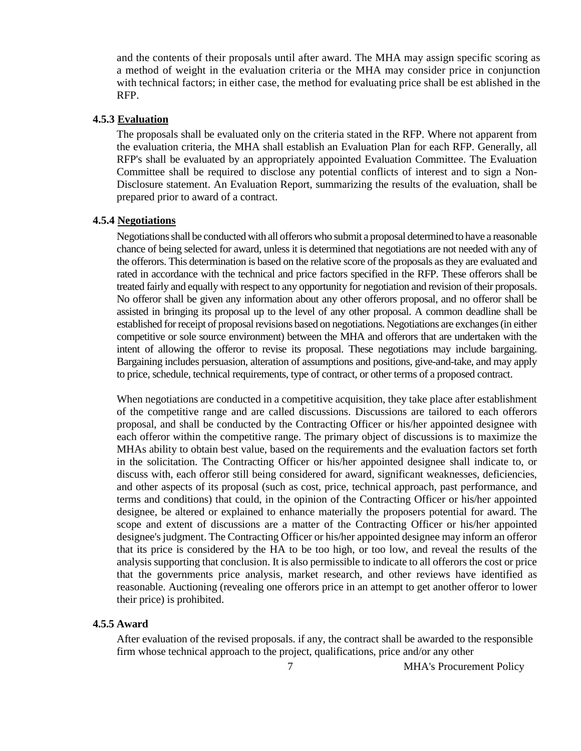and the contents of their proposals until after award. The MHA may assign specific scoring as a method of weight in the evaluation criteria or the MHA may consider price in conjunction with technical factors; in either case, the method for evaluating price shall be est ablished in the RFP.

### 4.5.3 Evaluation

The proposals shall be evaluated only on the criteria stated in the RFP. Where not apparent from the evaluation criteria, the MHA shall establish an Evaluation Plan for each RFP. Generally, all RFP's shall be evaluated by an appropriately appointed Evaluation Committee. The Evaluation Committee shall be required to disclose any potential conflicts of interest and to sign a Non-Disclosure statement. An Evaluation Report, summarizing the results of the evaluation, shall be prepared prior to award of a contract.

### 4.5.4 Negotiations

Negotiations shall be conducted with all offerors who submit a proposal determined to have a reasonable chance of being selected for award, unless it is determined that negotiations are not needed with any of the offerors. This determination is based on the relative score of the proposals as they are evaluated and rated in accordance with the technical and price factors specified in the RFP. These offerors shall be treated fairly and equally with respect to any opportunity for negotiation and revision of their proposals. No offeror shall be given any information about any other offerors proposal, and no offeror shall be assisted in bringing its proposal up to the level of any other proposal. A common deadline shall be established for receipt of proposal revisions based on negotiations. Negotiations are exchanges (in either competitive or sole source environment) between the MHA and offerors that are undertaken with the intent of allowing the offeror to revise its proposal. These negotiations may include bargaining. Bargaining includes persuasion, alteration of assumptions and positions, give-and-take, and may apply to price, schedule, technical requirements, type of contract, or other terms of a proposed contract.

When negotiations are conducted in a competitive acquisition, they take place after establishment of the competitive range and are called discussions. Discussions are tailored to each offerors proposal, and shall be conducted by the Contracting Officer or his/her appointed designee with each offeror within the competitive range. The primary object of discussions is to maximize the MHAs ability to obtain best value, based on the requirements and the evaluation factors set forth in the solicitation. The Contracting Officer or his/her appointed designee shall indicate to, or discuss with, each offeror still being considered for award, significant weaknesses, deficiencies, and other aspects of its proposal (such as cost, price, technical approach, past performance, and terms and conditions) that could, in the opinion of the Contracting Officer or his/her appointed designee, be altered or explained to enhance materially the proposers potential for award. The scope and extent of discussions are a matter of the Contracting Officer or his/her appointed designee's judgment. The Contracting Officer or his/her appointed designee may inform an offeror that its price is considered by the HA to be too high, or too low, and reveal the results of the analysis supporting that conclusion. It is also permissible to indicate to all offerors the cost or price that the governments price analysis, market research, and other reviews have identified as reasonable. Auctioning (revealing one offerors price in an attempt to get another offeror to lower their price) is prohibited.

### 4.5.5 Award

After evaluation of the revised proposals. if any, the contract shall be awarded to the responsible firm whose technical approach to the project, qualifications, price and/or any other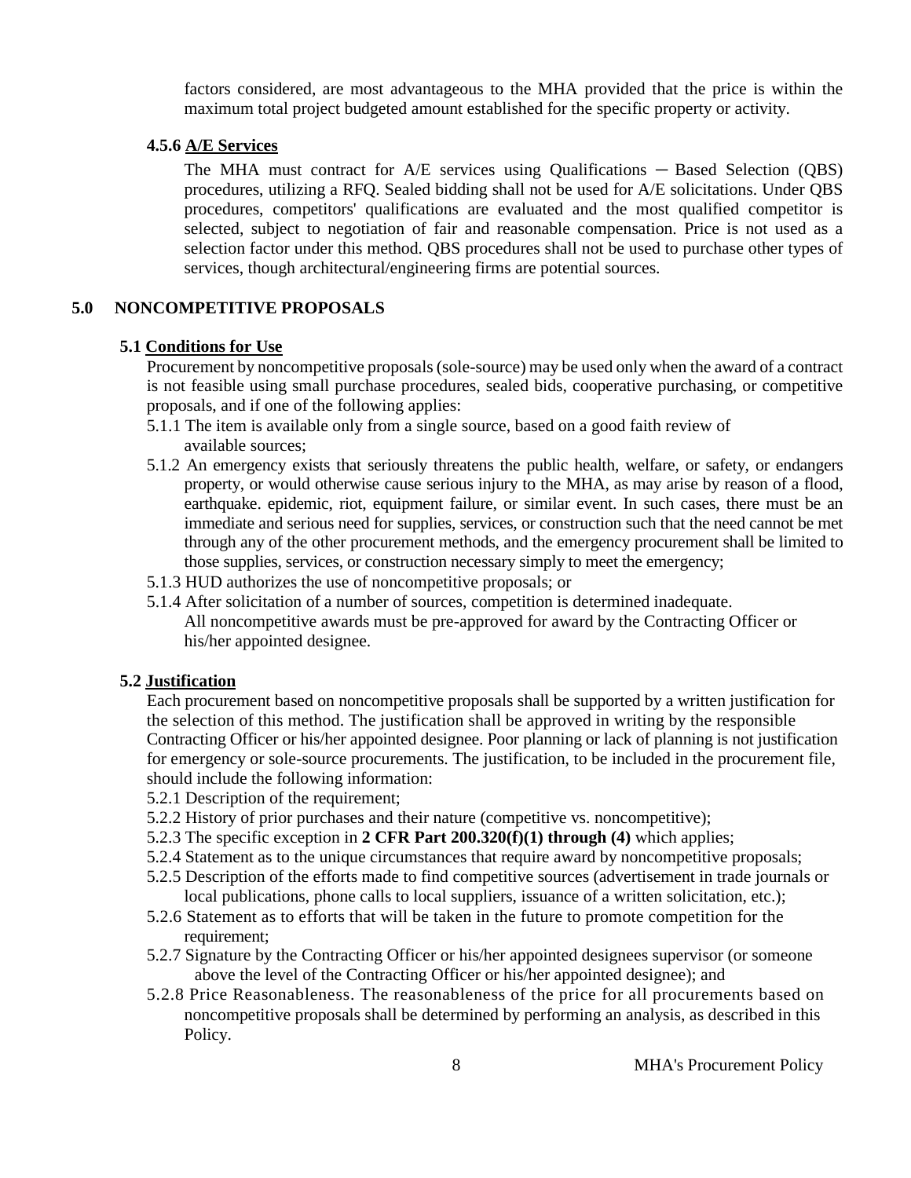factors considered, are most advantageous to the MHA provided that the price is within the maximum total project budgeted amount established for the specific property or activity.

#### 4.5.6 A/E Services

The MHA must contract for A/E services using Qualifications ─ Based Selection (QBS) procedures, utilizing a RFQ. Sealed bidding shall not be used for A/E solicitations. Under QBS procedures, competitors' qualifications are evaluated and the most qualified competitor is selected, subject to negotiation of fair and reasonable compensation. Price is not used as a selection factor under this method. QBS procedures shall not be used to purchase other types of services, though architectural/engineering firms are potential sources.

## 5.0 NONCOMPETITIVE PROPOSALS

### 5.1 Conditions for Use

Procurement by noncompetitive proposals (sole-source) may be used only when the award of a contract is not feasible using small purchase procedures, sealed bids, cooperative purchasing, or competitive proposals, and if one of the following applies:

5.1.1 The item is available only from a single source, based on a good faith review of available sources;

5.1.2 An emergency exists that seriously threatens the public health, welfare, or safety, or endangers property, or would otherwise cause serious injury to the MHA, as may arise by reason of a flood, earthquake. epidemic, riot, equipment failure, or similar event. In such cases, there must be an immediate and serious need for supplies, services, or construction such that the need cannot be met through any of the other procurement methods, and the emergency procurement shall be limited to those supplies, services, or construction necessary simply to meet the emergency;

5.1.3 HUD authorizes the use of noncompetitive proposals; or

5.1.4 After solicitation of a number of sources, competition is determined inadequate. All noncompetitive awards must be pre-approved for award by the Contracting Officer or his/her appointed designee.

### 5.2 Justification

Each procurement based on noncompetitive proposals shall be supported by a written justification for the selection of this method. The justification shall be approved in writing by the responsible Contracting Officer or his/her appointed designee. Poor planning or lack of planning is not justification for emergency or sole-source procurements. The justification, to be included in the procurement file, should include the following information:

5.2.1 Description of the requirement;

5.2.2 History of prior purchases and their nature (competitive vs. noncompetitive);

5.2.3 The specific exception in **2 CFR Part 200.320(f)(1) through (4)** which applies;

5.2.4 Statement as to the unique circumstances that require award by noncompetitive proposals;

5.2.5 Description of the efforts made to find competitive sources (advertisement in trade journals or local publications, phone calls to local suppliers, issuance of a written solicitation, etc.);

5.2.6 Statement as to efforts that will be taken in the future to promote competition for the requirement;

5.2.7 Signature by the Contracting Officer or his/her appointed designees supervisor (or someone above the level of the Contracting Officer or his/her appointed designee); and

5.2.8 Price Reasonableness. The reasonableness of the price for all procurements based on noncompetitive proposals shall be determined by performing an analysis, as described in this Policy.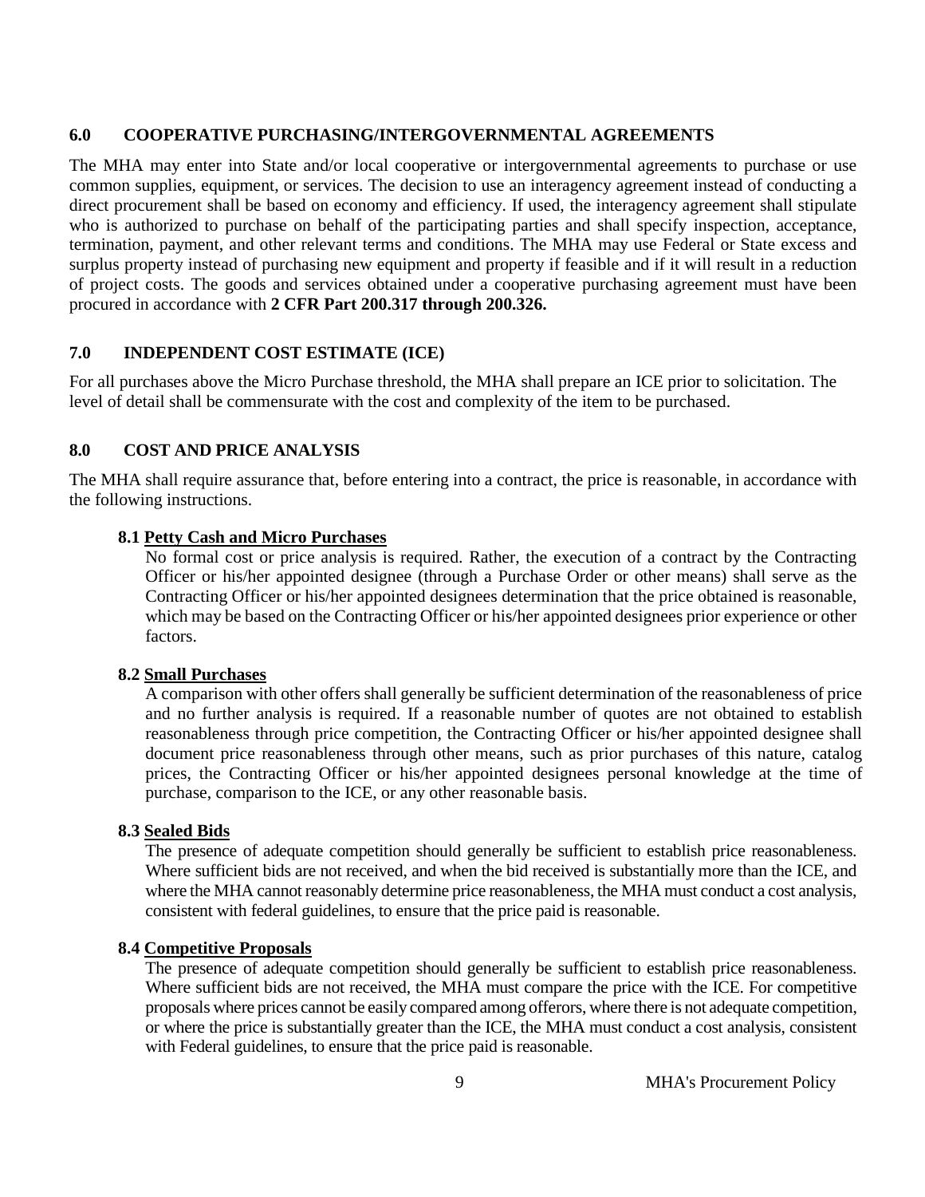## 6.0 COOPERATIVE PURCHASING/INTERGOVERNMENTAL AGREEMENTS

The MHA may enter into State and/or local cooperative or intergovernmental agreements to purchase or use common supplies, equipment, or services. The decision to use an interagency agreement instead of conducting a direct procurement shall be based on economy and efficiency. If used, the interagency agreement shall stipulate who is authorized to purchase on behalf of the participating parties and shall specify inspection, acceptance, termination, payment, and other relevant terms and conditions. The MHA may use Federal or State excess and surplus property instead of purchasing new equipment and property if feasible and if it will result in a reduction of project costs. The goods and services obtained under a cooperative purchasing agreement must have been procured in accordance with **2 CFR Part 200.317 through 200.326.**

## 7.0 INDEPENDENT COST ESTIMATE (ICE)

For all purchases above the Micro Purchase threshold, the MHA shall prepare an ICE prior to solicitation. The level of detail shall be commensurate with the cost and complexity of the item to be purchased.

## 8.0 COST AND PRICE ANALYSIS

The MHA shall require assurance that, before entering into a contract, the price is reasonable, in accordance with the following instructions.

### 8.1 Petty Cash and Micro Purchases

No formal cost or price analysis is required. Rather, the execution of a contract by the Contracting Officer or his/her appointed designee (through a Purchase Order or other means) shall serve as the Contracting Officer or his/her appointed designees determination that the price obtained is reasonable, which may be based on the Contracting Officer or his/her appointed designees prior experience or other factors.

### 8.2 Small Purchases

A comparison with other offers shall generally be sufficient determination of the reasonableness of price and no further analysis is required. If a reasonable number of quotes are not obtained to establish reasonableness through price competition, the Contracting Officer or his/her appointed designee shall document price reasonableness through other means, such as prior purchases of this nature, catalog prices, the Contracting Officer or his/her appointed designees personal knowledge at the time of purchase, comparison to the ICE, or any other reasonable basis.

### 8.3 Sealed Bids

The presence of adequate competition should generally be sufficient to establish price reasonableness. Where sufficient bids are not received, and when the bid received is substantially more than the ICE, and where the MHA cannot reasonably determine price reasonableness, the MHA must conduct a cost analysis, consistent with federal guidelines, to ensure that the price paid is reasonable.

### 8.4 Competitive Proposals

The presence of adequate competition should generally be sufficient to establish price reasonableness. Where sufficient bids are not received, the MHA must compare the price with the ICE. For competitive proposals where prices cannot be easily compared among offerors, where there is not adequate competition, or where the price is substantially greater than the ICE, the MHA must conduct a cost analysis, consistent with Federal guidelines, to ensure that the price paid is reasonable.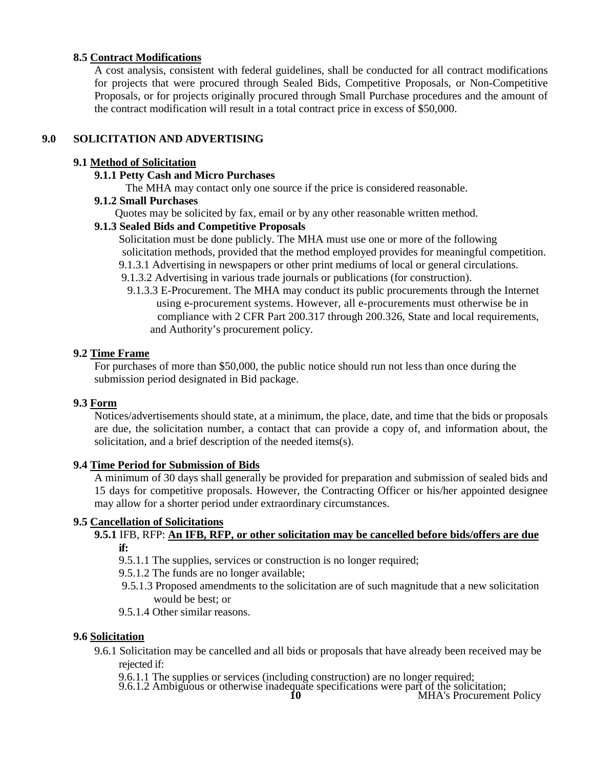**8.5 Contract Modifications**

A cost analysis, consistent with federal guidelines, shall be conducted for all contract modifications for projects that were procured through Sealed Bids, Competitive Proposals, or Non-Competitive Proposals, or for projects originally procured through Small Purchase procedures and the amount of the contract modification will result in a total contract price in excess of $50,000.

## 9.0 SOLICITATION AND ADVERTISING

**9.1 Method of Solicitation**

**9.1.1 Petty Cash and Micro Purchases**

The MHA may contact only one source if the price is considered reasonable.

**9.1.2 Small Purchases**

Quotes may be solicited by fax, email or by any other reasonable written method.

**9.1.3 Sealed Bids and Competitive Proposals**

Solicitation must be done publicly. The MHA must use one or more of the following solicitation methods, provided that the method employed provides for meaningful competition.

9.1.3.1 Advertising in newspapers or other print mediums of local or general circulations.

9.1.3.2 Advertising in various trade journals or publications (for construction).

9.1.3.3 E-Procurement. The MHA may conduct its public procurements through the Internet using e-procurement systems. However, all e-procurements must otherwise be in compliance with 2 CFR Part 200.317 through 200.326, State and local requirements, and Authority's procurement policy.

**9.2 Time Frame**

For purchases of more than $50,000, the public notice should run not less than once during the submission period designated in Bid package.

**9.3 Form**

Notices/advertisements should state, at a minimum, the place, date, and time that the bids or proposals are due, the solicitation number, a contact that can provide a copy of, and information about, the solicitation, and a brief description of the needed items(s).

**9.4 Time Period for Submission of Bids**

A minimum of 30 days shall generally be provided for preparation and submission of sealed bids and 15 days for competitive proposals. However, the Contracting Officer or his/her appointed designee may allow for a shorter period under extraordinary circumstances.

**9.5 Cancellation of Solicitations**

**9.5.1** IFB, RFP: **An IFB, RFP, or other solicitation may be cancelled before bids/offers are due if:**

9.5.1.1 The supplies, services or construction is no longer required;

9.5.1.2 The funds are no longer available;

9.5.1.3 Proposed amendments to the solicitation are of such magnitude that a new solicitation would be best; or

9.5.1.4 Other similar reasons.

**9.6 Solicitation**

9.6.1 Solicitation may be cancelled and all bids or proposals that have already been received may be rejected if:

9.6.1.1 The supplies or services (including construction) are no longer required;

9.6.1.2 Ambiguous or otherwise inadequate specifications were part of the solicitation;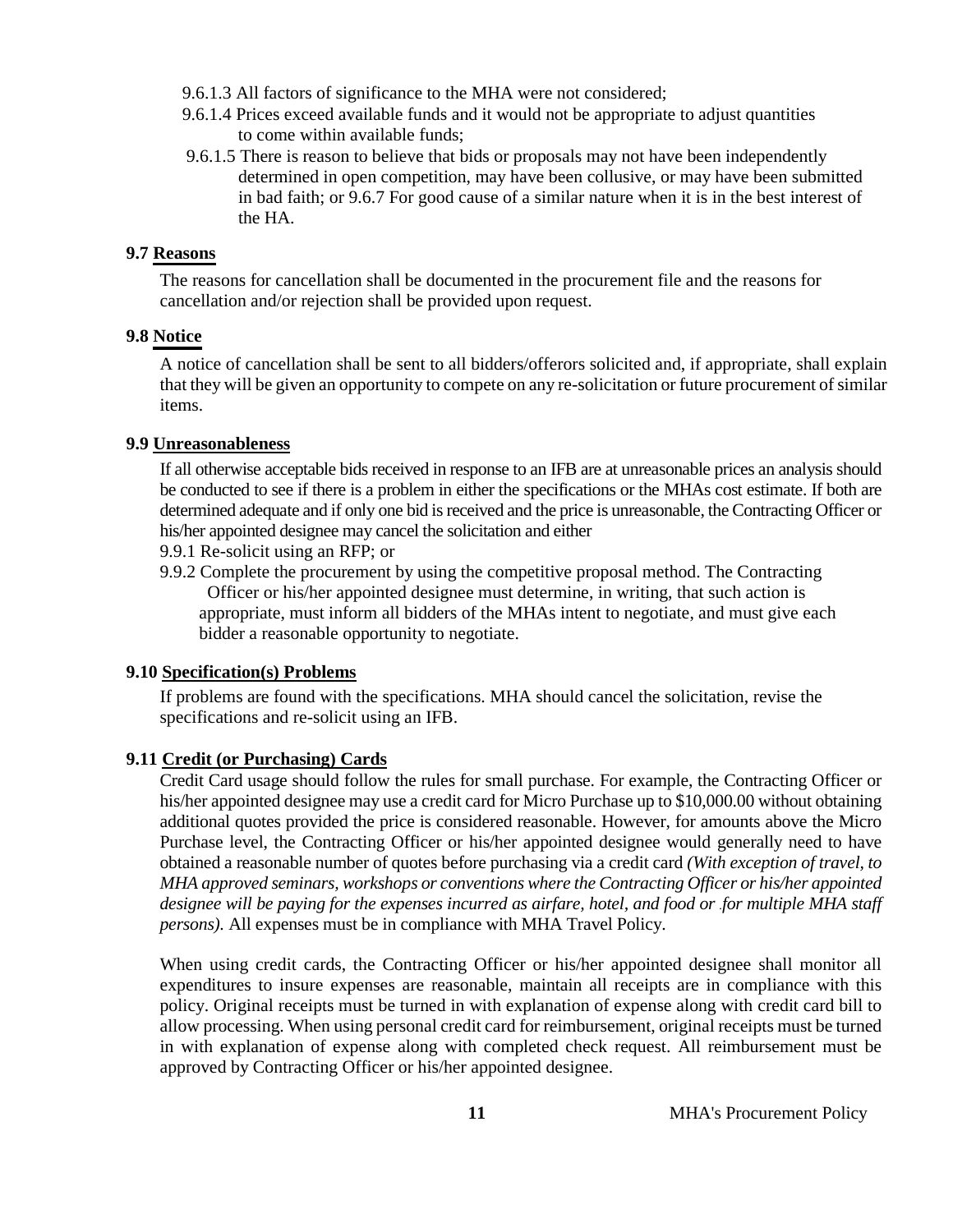9.6.1.3 All factors of significance to the MHA were not considered;

9.6.1.4 Prices exceed available funds and it would not be appropriate to adjust quantities to come within available funds;

9.6.1.5 There is reason to believe that bids or proposals may not have been independently determined in open competition, may have been collusive, or may have been submitted in bad faith; or 9.6.7 For good cause of a similar nature when it is in the best interest of the HA.

**9.7 Reasons**

The reasons for cancellation shall be documented in the procurement file and the reasons for cancellation and/or rejection shall be provided upon request.

**9.8 Notice**

A notice of cancellation shall be sent to all bidders/offerors solicited and, if appropriate, shall explain that they will be given an opportunity to compete on any re-solicitation or future procurement of similar items.

**9.9 Unreasonableness**

If all otherwise acceptable bids received in response to an IFB are at unreasonable prices an analysis should be conducted to see if there is a problem in either the specifications or the MHAs cost estimate. If both are determined adequate and if only one bid is received and the price is unreasonable, the Contracting Officer or his/her appointed designee may cancel the solicitation and either

9.9.1 Re-solicit using an RFP; or

9.9.2 Complete the procurement by using the competitive proposal method. The Contracting Officer or his/her appointed designee must determine, in writing, that such action is appropriate, must inform all bidders of the MHAs intent to negotiate, and must give each bidder a reasonable opportunity to negotiate.

**9.10 Specification(s) Problems**

If problems are found with the specifications. MHA should cancel the solicitation, revise the specifications and re-solicit using an IFB.

**9.11 Credit (or Purchasing) Cards**

Credit Card usage should follow the rules for small purchase. For example, the Contracting Officer or his/her appointed designee may use a credit card for Micro Purchase up to $10,000.00 without obtaining additional quotes provided the price is considered reasonable. However, for amounts above the Micro Purchase level, the Contracting Officer or his/her appointed designee would generally need to have obtained a reasonable number of quotes before purchasing via a credit card *(With exception of travel, to MHA approved seminars, workshops or conventions where the Contracting Officer or his/her appointed designee will be paying for the expenses incurred as airfare, hotel, and food or for multiple MHA staff persons).* All expenses must be in compliance with MHA Travel Policy.

When using credit cards, the Contracting Officer or his/her appointed designee shall monitor all expenditures to insure expenses are reasonable, maintain all receipts are in compliance with this policy. Original receipts must be turned in with explanation of expense along with credit card bill to allow processing. When using personal credit card for reimbursement, original receipts must be turned in with explanation of expense along with completed check request. All reimbursement must be approved by Contracting Officer or his/her appointed designee.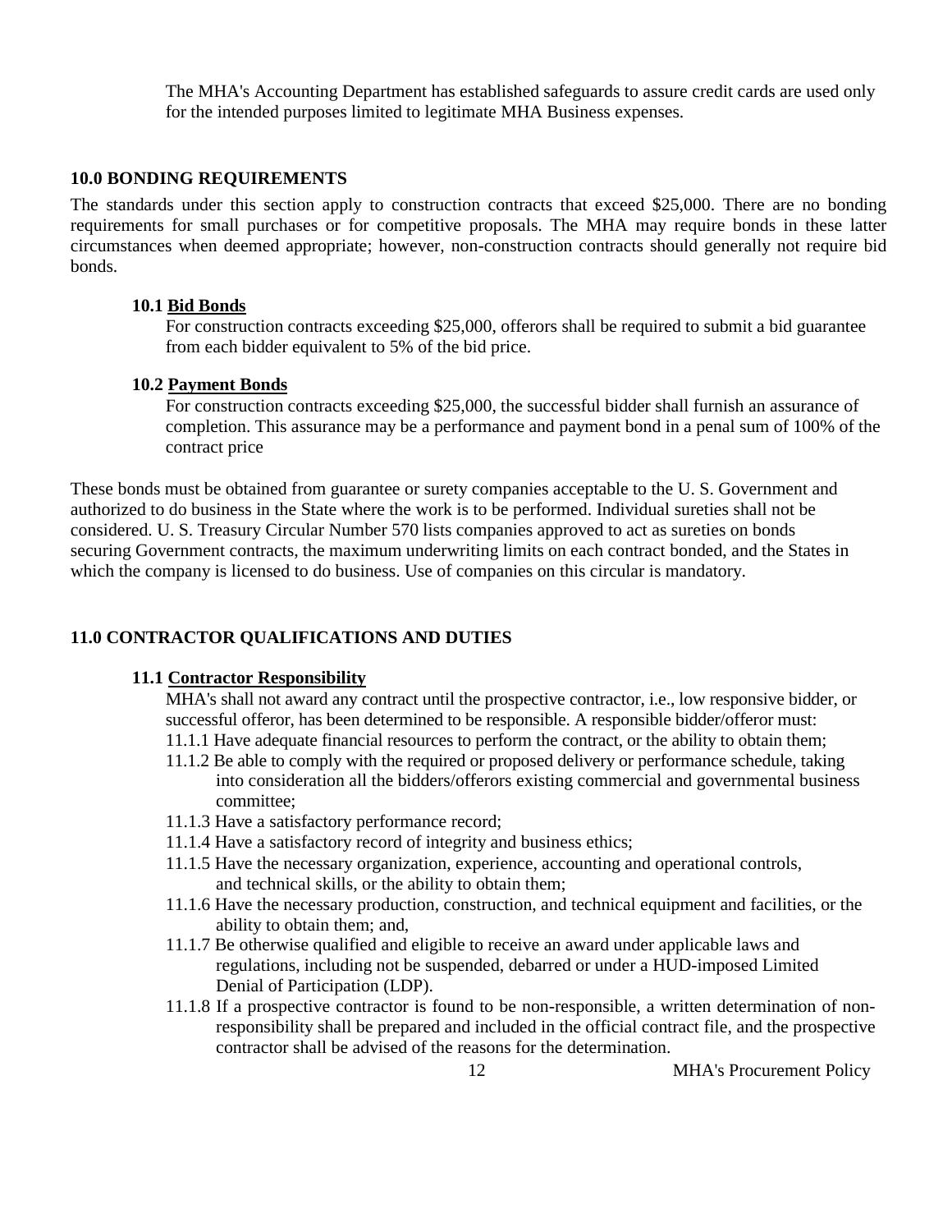The MHA's Accounting Department has established safeguards to assure credit cards are used only for the intended purposes limited to legitimate MHA Business expenses.

## 10.0 BONDING REQUIREMENTS

The standards under this section apply to construction contracts that exceed $25,000. There are no bonding requirements for small purchases or for competitive proposals. The MHA may require bonds in these latter circumstances when deemed appropriate; however, non-construction contracts should generally not require bid bonds.

### 10.1 Bid Bonds

For construction contracts exceeding $25,000, offerors shall be required to submit a bid guarantee from each bidder equivalent to 5% of the bid price.

### 10.2 Payment Bonds

For construction contracts exceeding $25,000, the successful bidder shall furnish an assurance of completion. This assurance may be a performance and payment bond in a penal sum of 100% of the contract price

These bonds must be obtained from guarantee or surety companies acceptable to the U. S. Government and authorized to do business in the State where the work is to be performed. Individual sureties shall not be considered. U. S. Treasury Circular Number 570 lists companies approved to act as sureties on bonds securing Government contracts, the maximum underwriting limits on each contract bonded, and the States in which the company is licensed to do business. Use of companies on this circular is mandatory.

## 11.0 CONTRACTOR QUALIFICATIONS AND DUTIES

### 11.1 Contractor Responsibility

MHA's shall not award any contract until the prospective contractor, i.e., low responsive bidder, or successful offeror, has been determined to be responsible. A responsible bidder/offeror must:

- 11.1.1 Have adequate financial resources to perform the contract, or the ability to obtain them;
- 11.1.2 Be able to comply with the required or proposed delivery or performance schedule, taking into consideration all the bidders/offerors existing commercial and governmental business committee;
- 11.1.3 Have a satisfactory performance record;
- 11.1.4 Have a satisfactory record of integrity and business ethics;
- 11.1.5 Have the necessary organization, experience, accounting and operational controls, and technical skills, or the ability to obtain them;
- 11.1.6 Have the necessary production, construction, and technical equipment and facilities, or the ability to obtain them; and,
- 11.1.7 Be otherwise qualified and eligible to receive an award under applicable laws and regulations, including not be suspended, debarred or under a HUD-imposed Limited Denial of Participation (LDP).
- 11.1.8 If a prospective contractor is found to be non-responsible, a written determination of non-responsibility shall be prepared and included in the official contract file, and the prospective contractor shall be advised of the reasons for the determination.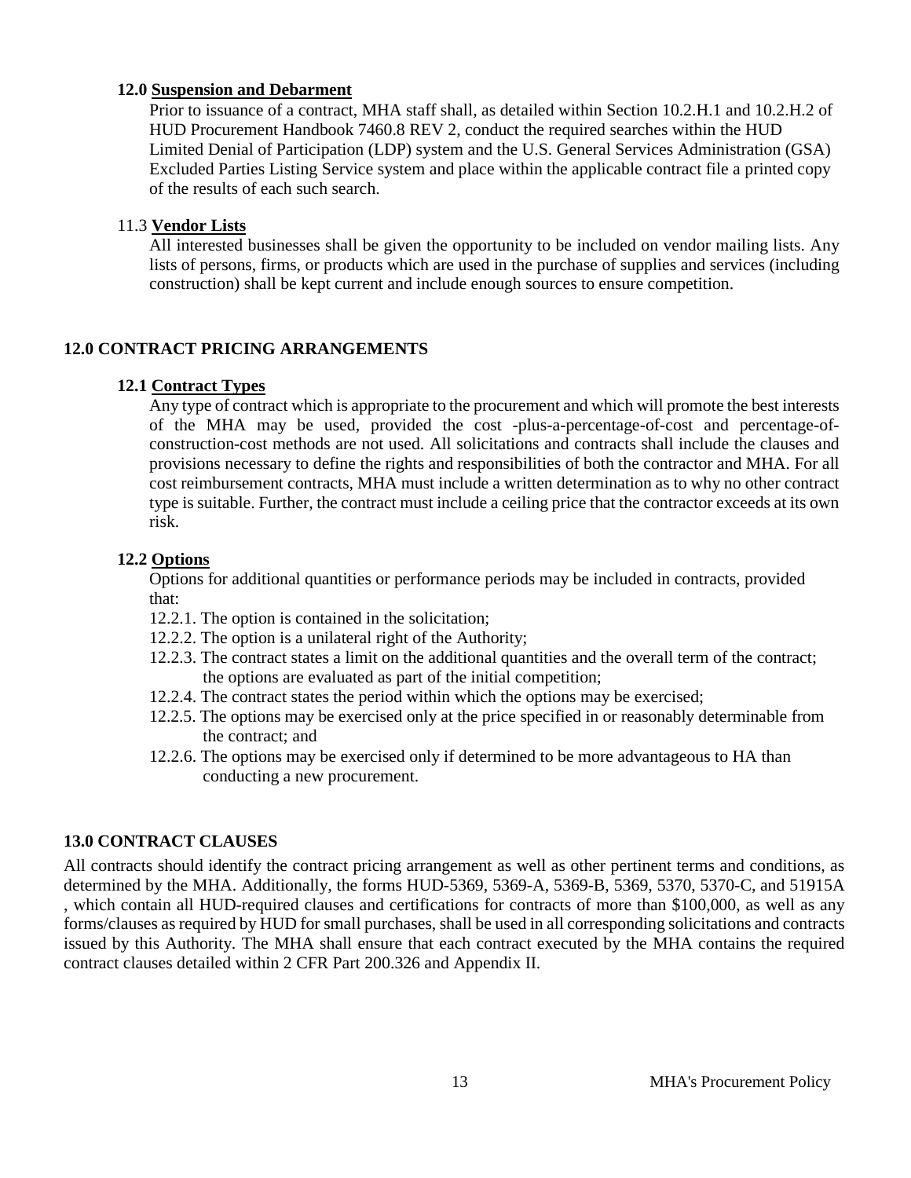**12.0 Suspension and Debarment**

Prior to issuance of a contract, MHA staff shall, as detailed within Section 10.2.H.1 and 10.2.H.2 of HUD Procurement Handbook 7460.8 REV 2, conduct the required searches within the HUD Limited Denial of Participation (LDP) system and the U.S. General Services Administration (GSA) Excluded Parties Listing Service system and place within the applicable contract file a printed copy of the results of each such search.

11.3 **Vendor Lists**

All interested businesses shall be given the opportunity to be included on vendor mailing lists. Any lists of persons, firms, or products which are used in the purchase of supplies and services (including construction) shall be kept current and include enough sources to ensure competition.

## 12.0 CONTRACT PRICING ARRANGEMENTS

**12.1 Contract Types**

Any type of contract which is appropriate to the procurement and which will promote the best interests of the MHA may be used, provided the cost -plus-a-percentage-of-cost and percentage-of-construction-cost methods are not used. All solicitations and contracts shall include the clauses and provisions necessary to define the rights and responsibilities of both the contractor and MHA. For all cost reimbursement contracts, MHA must include a written determination as to why no other contract type is suitable. Further, the contract must include a ceiling price that the contractor exceeds at its own risk.

**12.2 Options**

Options for additional quantities or performance periods may be included in contracts, provided that:

12.2.1. The option is contained in the solicitation;

12.2.2. The option is a unilateral right of the Authority;

12.2.3. The contract states a limit on the additional quantities and the overall term of the contract; the options are evaluated as part of the initial competition;

12.2.4. The contract states the period within which the options may be exercised;

12.2.5. The options may be exercised only at the price specified in or reasonably determinable from the contract; and

12.2.6. The options may be exercised only if determined to be more advantageous to HA than conducting a new procurement.

## 13.0 CONTRACT CLAUSES

All contracts should identify the contract pricing arrangement as well as other pertinent terms and conditions, as determined by the MHA. Additionally, the forms HUD-5369, 5369-A, 5369-B, 5369, 5370, 5370-C, and 51915A , which contain all HUD-required clauses and certifications for contracts of more than $100,000, as well as any forms/clauses as required by HUD for small purchases, shall be used in all corresponding solicitations and contracts issued by this Authority. The MHA shall ensure that each contract executed by the MHA contains the required contract clauses detailed within 2 CFR Part 200.326 and Appendix II.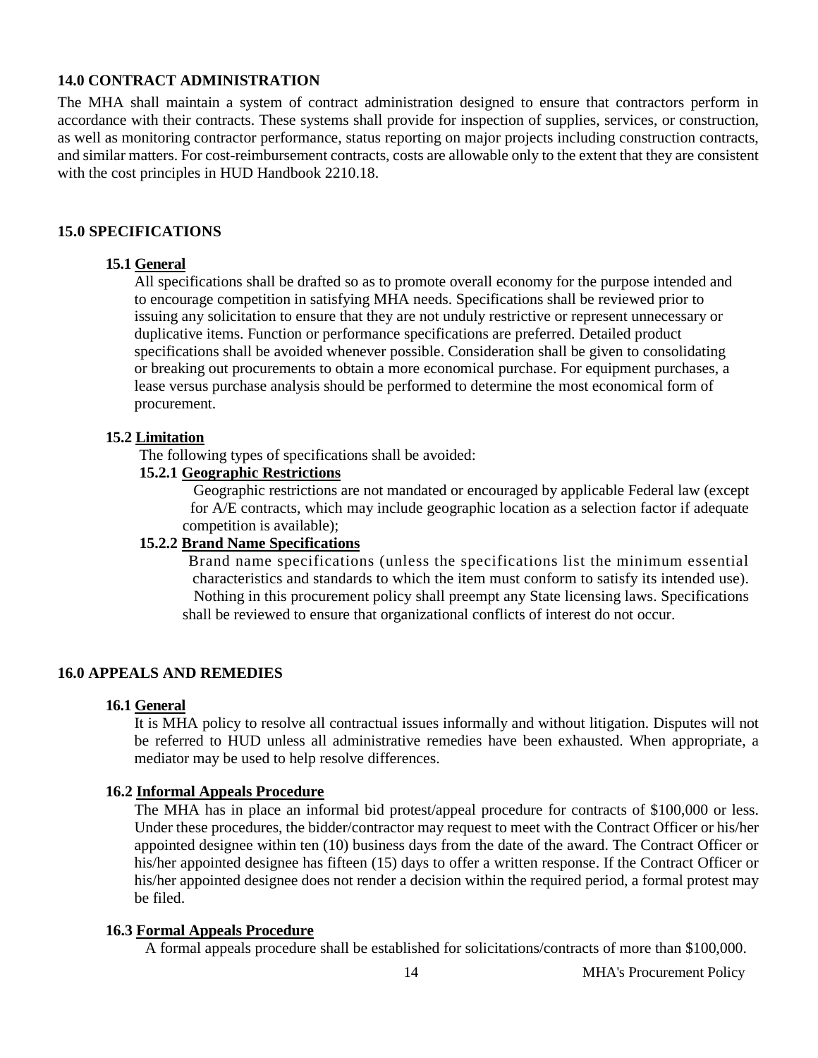## 14.0 CONTRACT ADMINISTRATION

The MHA shall maintain a system of contract administration designed to ensure that contractors perform in accordance with their contracts. These systems shall provide for inspection of supplies, services, or construction, as well as monitoring contractor performance, status reporting on major projects including construction contracts, and similar matters. For cost-reimbursement contracts, costs are allowable only to the extent that they are consistent with the cost principles in HUD Handbook 2210.18.

## 15.0 SPECIFICATIONS

### 15.1 General

All specifications shall be drafted so as to promote overall economy for the purpose intended and to encourage competition in satisfying MHA needs. Specifications shall be reviewed prior to issuing any solicitation to ensure that they are not unduly restrictive or represent unnecessary or duplicative items. Function or performance specifications are preferred. Detailed product specifications shall be avoided whenever possible. Consideration shall be given to consolidating or breaking out procurements to obtain a more economical purchase. For equipment purchases, a lease versus purchase analysis should be performed to determine the most economical form of procurement.

### 15.2 Limitation

The following types of specifications shall be avoided:

#### 15.2.1 Geographic Restrictions

Geographic restrictions are not mandated or encouraged by applicable Federal law (except for A/E contracts, which may include geographic location as a selection factor if adequate competition is available);

#### 15.2.2 Brand Name Specifications

Brand name specifications (unless the specifications list the minimum essential characteristics and standards to which the item must conform to satisfy its intended use). Nothing in this procurement policy shall preempt any State licensing laws. Specifications shall be reviewed to ensure that organizational conflicts of interest do not occur.

## 16.0 APPEALS AND REMEDIES

### 16.1 General

It is MHA policy to resolve all contractual issues informally and without litigation. Disputes will not be referred to HUD unless all administrative remedies have been exhausted. When appropriate, a mediator may be used to help resolve differences.

### 16.2 Informal Appeals Procedure

The MHA has in place an informal bid protest/appeal procedure for contracts of $100,000 or less. Under these procedures, the bidder/contractor may request to meet with the Contract Officer or his/her appointed designee within ten (10) business days from the date of the award. The Contract Officer or his/her appointed designee has fifteen (15) days to offer a written response. If the Contract Officer or his/her appointed designee does not render a decision within the required period, a formal protest may be filed.

### 16.3 Formal Appeals Procedure

A formal appeals procedure shall be established for solicitations/contracts of more than $100,000.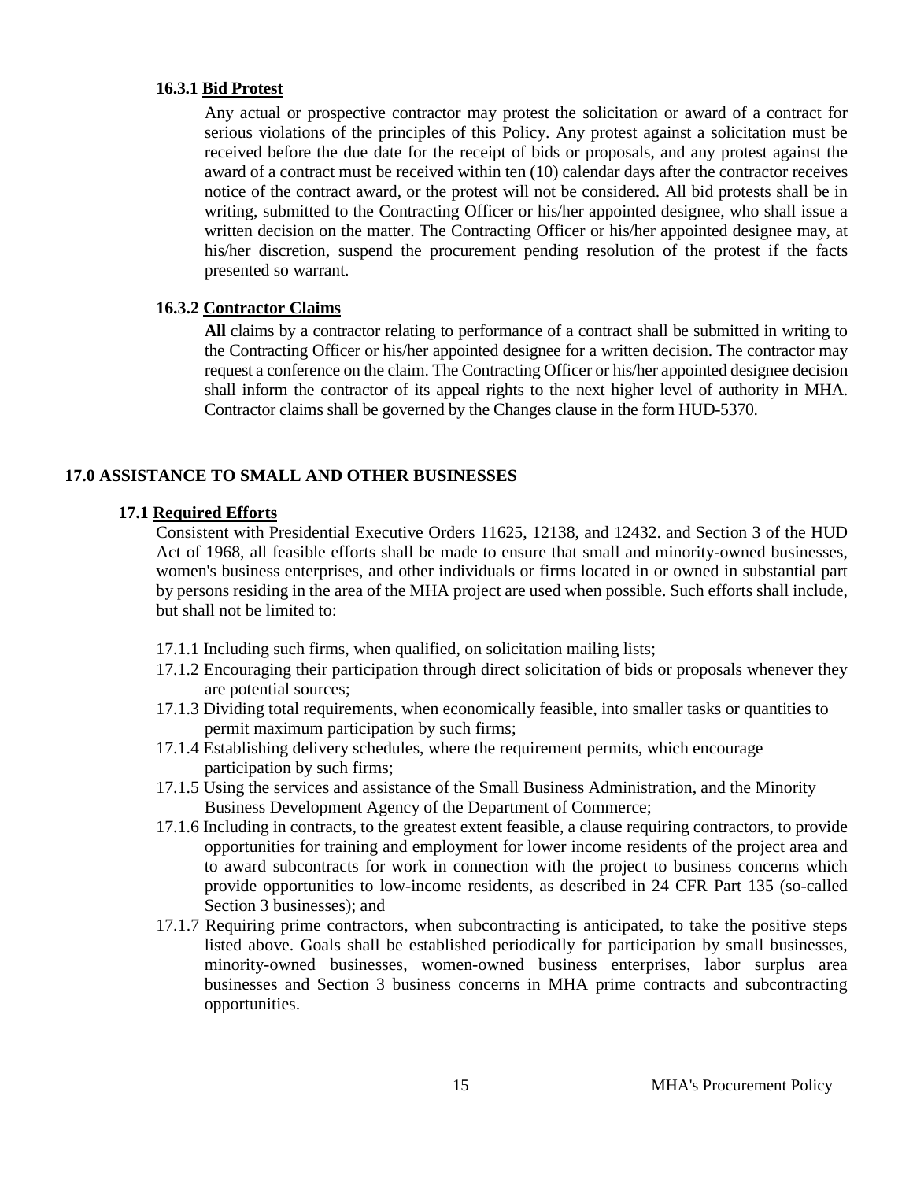#### 16.3.1 <u>Bid Protest</u>

Any actual or prospective contractor may protest the solicitation or award of a contract for serious violations of the principles of this Policy. Any protest against a solicitation must be received before the due date for the receipt of bids or proposals, and any protest against the award of a contract must be received within ten (10) calendar days after the contractor receives notice of the contract award, or the protest will not be considered. All bid protests shall be in writing, submitted to the Contracting Officer or his/her appointed designee, who shall issue a written decision on the matter. The Contracting Officer or his/her appointed designee may, at his/her discretion, suspend the procurement pending resolution of the protest if the facts presented so warrant.

#### 16.3.2 <u>Contractor Claims</u>

**All** claims by a contractor relating to performance of a contract shall be submitted in writing to the Contracting Officer or his/her appointed designee for a written decision. The contractor may request a conference on the claim. The Contracting Officer or his/her appointed designee decision shall inform the contractor of its appeal rights to the next higher level of authority in MHA. Contractor claims shall be governed by the Changes clause in the form HUD-5370.

## 17.0 ASSISTANCE TO SMALL AND OTHER BUSINESSES

### 17.1 <u>Required Efforts</u>

Consistent with Presidential Executive Orders 11625, 12138, and 12432. and Section 3 of the HUD Act of 1968, all feasible efforts shall be made to ensure that small and minority-owned businesses, women's business enterprises, and other individuals or firms located in or owned in substantial part by persons residing in the area of the MHA project are used when possible. Such efforts shall include, but shall not be limited to:

17.1.1 Including such firms, when qualified, on solicitation mailing lists;

17.1.2 Encouraging their participation through direct solicitation of bids or proposals whenever they are potential sources;

17.1.3 Dividing total requirements, when economically feasible, into smaller tasks or quantities to permit maximum participation by such firms;

17.1.4 Establishing delivery schedules, where the requirement permits, which encourage participation by such firms;

17.1.5 Using the services and assistance of the Small Business Administration, and the Minority Business Development Agency of the Department of Commerce;

17.1.6 Including in contracts, to the greatest extent feasible, a clause requiring contractors, to provide opportunities for training and employment for lower income residents of the project area and to award subcontracts for work in connection with the project to business concerns which provide opportunities to low-income residents, as described in 24 CFR Part 135 (so-called Section 3 businesses); and

17.1.7 Requiring prime contractors, when subcontracting is anticipated, to take the positive steps listed above. Goals shall be established periodically for participation by small businesses, minority-owned businesses, women-owned business enterprises, labor surplus area businesses and Section 3 business concerns in MHA prime contracts and subcontracting opportunities.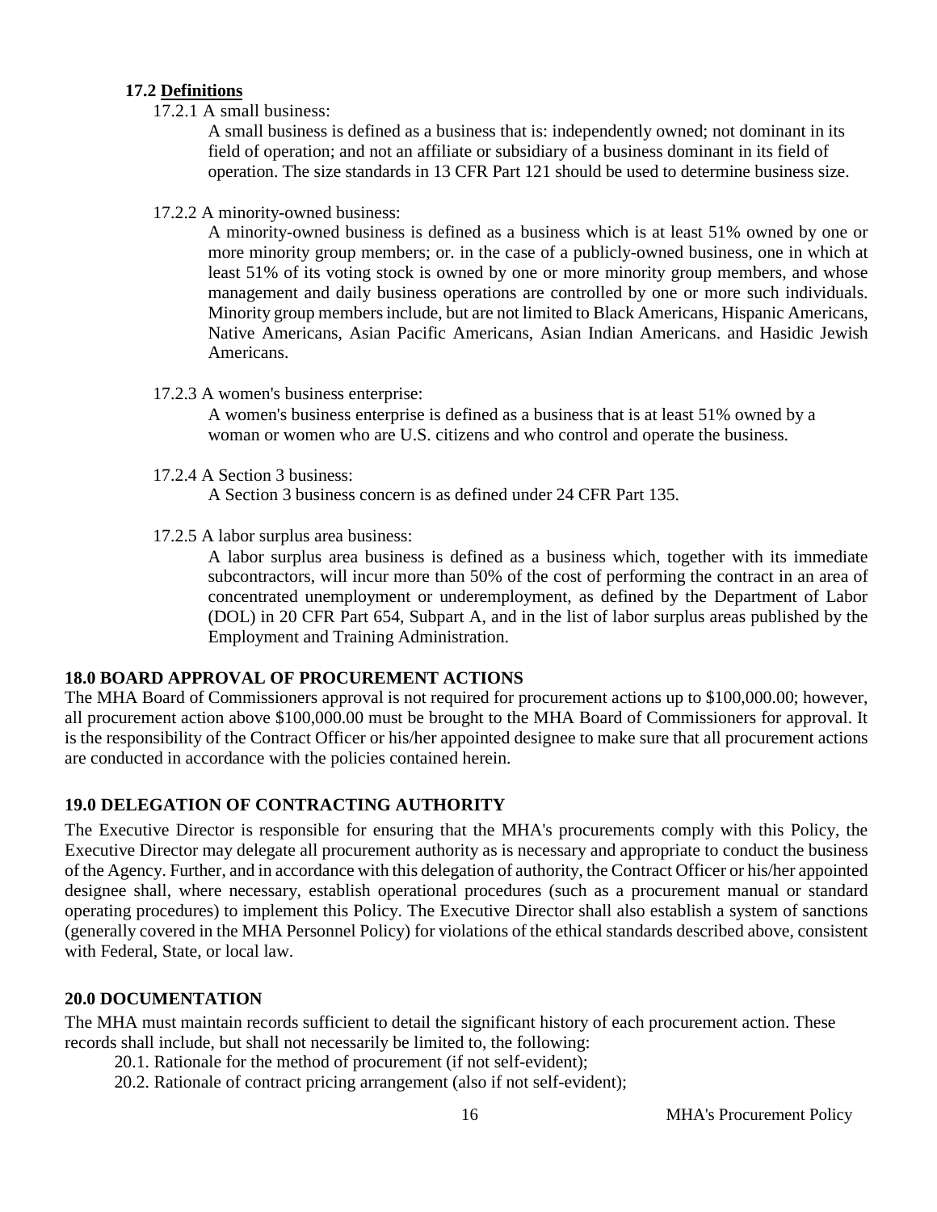### 17.2 Definitions

17.2.1 A small business:

A small business is defined as a business that is: independently owned; not dominant in its field of operation; and not an affiliate or subsidiary of a business dominant in its field of operation. The size standards in 13 CFR Part 121 should be used to determine business size.

17.2.2 A minority-owned business:

A minority-owned business is defined as a business which is at least 51% owned by one or more minority group members; or. in the case of a publicly-owned business, one in which at least 51% of its voting stock is owned by one or more minority group members, and whose management and daily business operations are controlled by one or more such individuals. Minority group members include, but are not limited to Black Americans, Hispanic Americans, Native Americans, Asian Pacific Americans, Asian Indian Americans. and Hasidic Jewish Americans.

17.2.3 A women's business enterprise:

A women's business enterprise is defined as a business that is at least 51% owned by a woman or women who are U.S. citizens and who control and operate the business.

17.2.4 A Section 3 business:

A Section 3 business concern is as defined under 24 CFR Part 135.

17.2.5 A labor surplus area business:

A labor surplus area business is defined as a business which, together with its immediate subcontractors, will incur more than 50% of the cost of performing the contract in an area of concentrated unemployment or underemployment, as defined by the Department of Labor (DOL) in 20 CFR Part 654, Subpart A, and in the list of labor surplus areas published by the Employment and Training Administration.

## 18.0 BOARD APPROVAL OF PROCUREMENT ACTIONS

The MHA Board of Commissioners approval is not required for procurement actions up to $100,000.00; however, all procurement action above $100,000.00 must be brought to the MHA Board of Commissioners for approval. It is the responsibility of the Contract Officer or his/her appointed designee to make sure that all procurement actions are conducted in accordance with the policies contained herein.

## 19.0 DELEGATION OF CONTRACTING AUTHORITY

The Executive Director is responsible for ensuring that the MHA's procurements comply with this Policy, the Executive Director may delegate all procurement authority as is necessary and appropriate to conduct the business of the Agency. Further, and in accordance with this delegation of authority, the Contract Officer or his/her appointed designee shall, where necessary, establish operational procedures (such as a procurement manual or standard operating procedures) to implement this Policy. The Executive Director shall also establish a system of sanctions (generally covered in the MHA Personnel Policy) for violations of the ethical standards described above, consistent with Federal, State, or local law.

## 20.0 DOCUMENTATION

The MHA must maintain records sufficient to detail the significant history of each procurement action. These records shall include, but shall not necessarily be limited to, the following:

20.1. Rationale for the method of procurement (if not self-evident);

20.2. Rationale of contract pricing arrangement (also if not self-evident);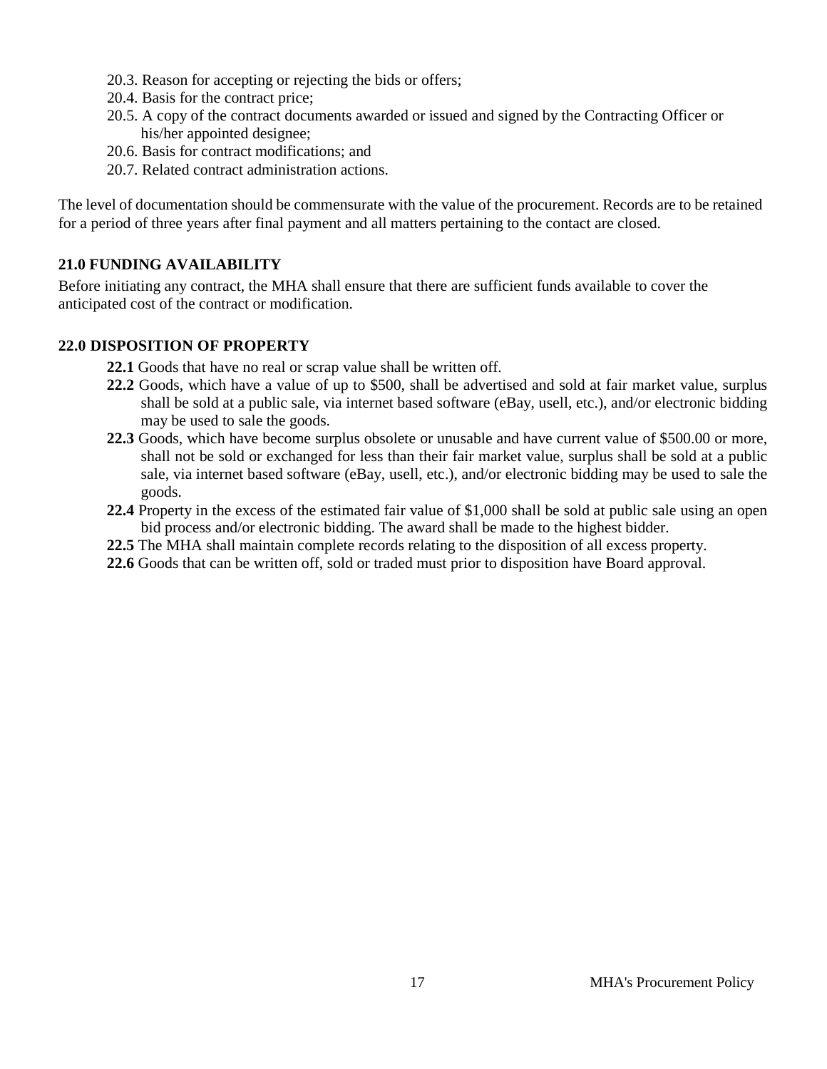20.3. Reason for accepting or rejecting the bids or offers;
20.4. Basis for the contract price;
20.5. A copy of the contract documents awarded or issued and signed by the Contracting Officer or his/her appointed designee;
20.6. Basis for contract modifications; and
20.7. Related contract administration actions.

The level of documentation should be commensurate with the value of the procurement. Records are to be retained for a period of three years after final payment and all matters pertaining to the contact are closed.

### 21.0 FUNDING AVAILABILITY

Before initiating any contract, the MHA shall ensure that there are sufficient funds available to cover the anticipated cost of the contract or modification.

### 22.0 DISPOSITION OF PROPERTY

**22.1** Goods that have no real or scrap value shall be written off.

**22.2** Goods, which have a value of up to $500, shall be advertised and sold at fair market value, surplus shall be sold at a public sale, via internet based software (eBay, usell, etc.), and/or electronic bidding may be used to sale the goods.

**22.3** Goods, which have become surplus obsolete or unusable and have current value of $500.00 or more, shall not be sold or exchanged for less than their fair market value, surplus shall be sold at a public sale, via internet based software (eBay, usell, etc.), and/or electronic bidding may be used to sale the goods.

**22.4** Property in the excess of the estimated fair value of $1,000 shall be sold at public sale using an open bid process and/or electronic bidding. The award shall be made to the highest bidder.

**22.5** The MHA shall maintain complete records relating to the disposition of all excess property.

**22.6** Goods that can be written off, sold or traded must prior to disposition have Board approval.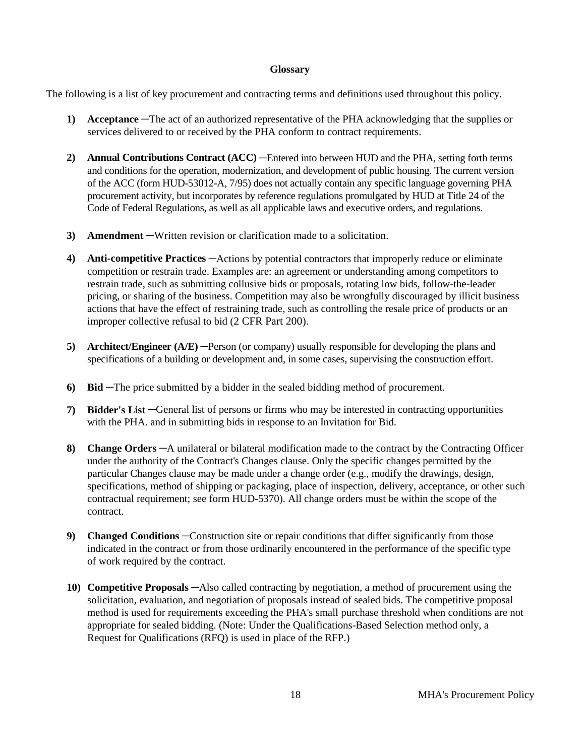## Glossary

The following is a list of key procurement and contracting terms and definitions used throughout this policy.

1) **Acceptance** ─The act of an authorized representative of the PHA acknowledging that the supplies or services delivered to or received by the PHA conform to contract requirements.

2) **Annual Contributions Contract (ACC)** ─Entered into between HUD and the PHA, setting forth terms and conditions for the operation, modernization, and development of public housing. The current version of the ACC (form HUD-53012-A, 7/95) does not actually contain any specific language governing PHA procurement activity, but incorporates by reference regulations promulgated by HUD at Title 24 of the Code of Federal Regulations, as well as all applicable laws and executive orders, and regulations.

3) **Amendment** ─Written revision or clarification made to a solicitation.

4) **Anti-competitive Practices** ─Actions by potential contractors that improperly reduce or eliminate competition or restrain trade. Examples are: an agreement or understanding among competitors to restrain trade, such as submitting collusive bids or proposals, rotating low bids, follow-the-leader pricing, or sharing of the business. Competition may also be wrongfully discouraged by illicit business actions that have the effect of restraining trade, such as controlling the resale price of products or an improper collective refusal to bid (2 CFR Part 200).

5) **Architect/Engineer (A/E)** ─Person (or company) usually responsible for developing the plans and specifications of a building or development and, in some cases, supervising the construction effort.

6) **Bid** ─The price submitted by a bidder in the sealed bidding method of procurement.

7) **Bidder's List** ─General list of persons or firms who may be interested in contracting opportunities with the PHA. and in submitting bids in response to an Invitation for Bid.

8) **Change Orders** ─A unilateral or bilateral modification made to the contract by the Contracting Officer under the authority of the Contract's Changes clause. Only the specific changes permitted by the particular Changes clause may be made under a change order (e.g., modify the drawings, design, specifications, method of shipping or packaging, place of inspection, delivery, acceptance, or other such contractual requirement; see form HUD-5370). All change orders must be within the scope of the contract.

9) **Changed Conditions** ─Construction site or repair conditions that differ significantly from those indicated in the contract or from those ordinarily encountered in the performance of the specific type of work required by the contract.

10) **Competitive Proposals** ─Also called contracting by negotiation, a method of procurement using the solicitation, evaluation, and negotiation of proposals instead of sealed bids. The competitive proposal method is used for requirements exceeding the PHA's small purchase threshold when conditions are not appropriate for sealed bidding. (Note: Under the Qualifications-Based Selection method only, a Request for Qualifications (RFQ) is used in place of the RFP.)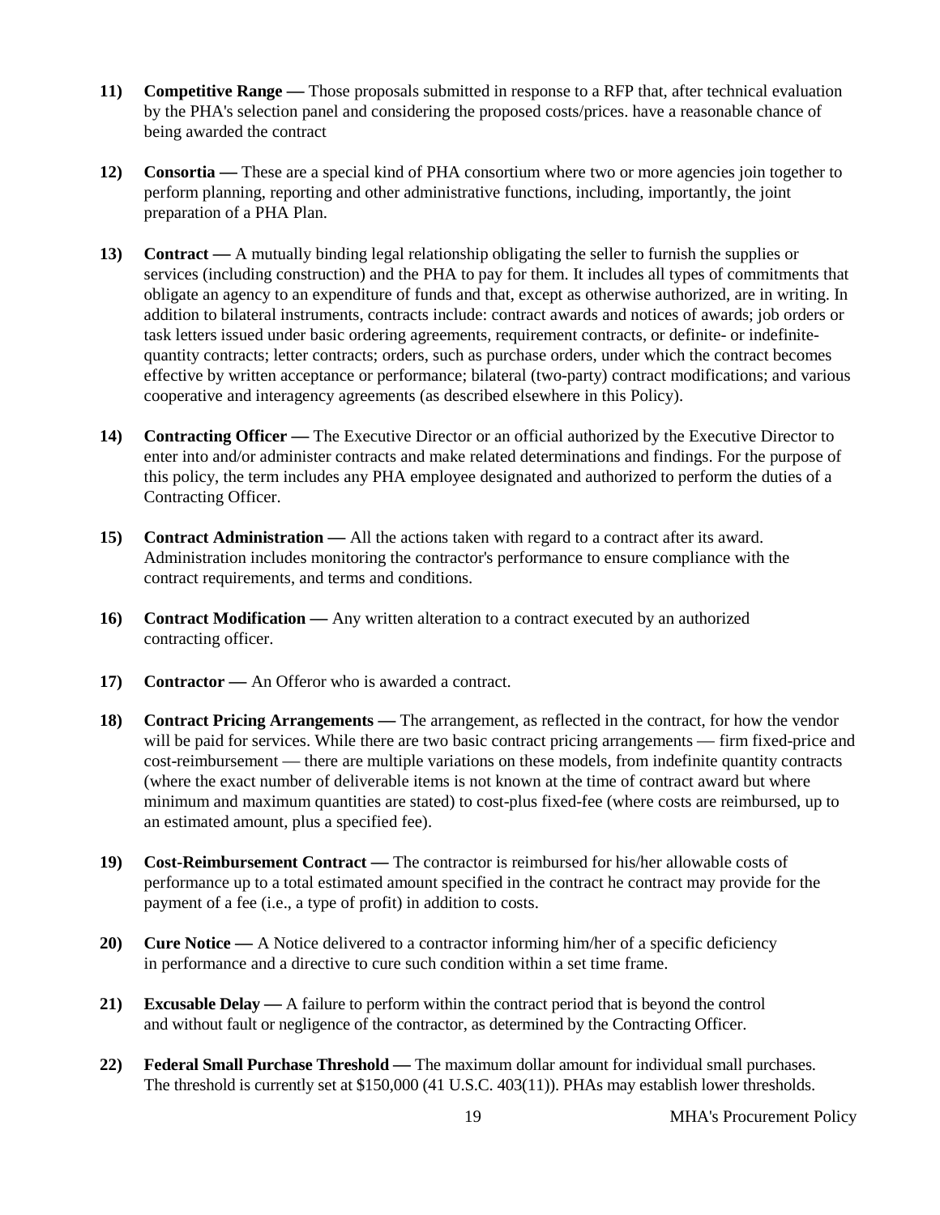11) **Competitive Range —** Those proposals submitted in response to a RFP that, after technical evaluation by the PHA's selection panel and considering the proposed costs/prices. have a reasonable chance of being awarded the contract

12) **Consortia —** These are a special kind of PHA consortium where two or more agencies join together to perform planning, reporting and other administrative functions, including, importantly, the joint preparation of a PHA Plan.

13) **Contract —** A mutually binding legal relationship obligating the seller to furnish the supplies or services (including construction) and the PHA to pay for them. It includes all types of commitments that obligate an agency to an expenditure of funds and that, except as otherwise authorized, are in writing. In addition to bilateral instruments, contracts include: contract awards and notices of awards; job orders or task letters issued under basic ordering agreements, requirement contracts, or definite- or indefinite-quantity contracts; letter contracts; orders, such as purchase orders, under which the contract becomes effective by written acceptance or performance; bilateral (two-party) contract modifications; and various cooperative and interagency agreements (as described elsewhere in this Policy).

14) **Contracting Officer —** The Executive Director or an official authorized by the Executive Director to enter into and/or administer contracts and make related determinations and findings. For the purpose of this policy, the term includes any PHA employee designated and authorized to perform the duties of a Contracting Officer.

15) **Contract Administration —** All the actions taken with regard to a contract after its award. Administration includes monitoring the contractor's performance to ensure compliance with the contract requirements, and terms and conditions.

16) **Contract Modification —** Any written alteration to a contract executed by an authorized contracting officer.

17) **Contractor —** An Offeror who is awarded a contract.

18) **Contract Pricing Arrangements —** The arrangement, as reflected in the contract, for how the vendor will be paid for services. While there are two basic contract pricing arrangements — firm fixed-price and cost-reimbursement — there are multiple variations on these models, from indefinite quantity contracts (where the exact number of deliverable items is not known at the time of contract award but where minimum and maximum quantities are stated) to cost-plus fixed-fee (where costs are reimbursed, up to an estimated amount, plus a specified fee).

19) **Cost-Reimbursement Contract —** The contractor is reimbursed for his/her allowable costs of performance up to a total estimated amount specified in the contract he contract may provide for the payment of a fee (i.e., a type of profit) in addition to costs.

20) **Cure Notice —** A Notice delivered to a contractor informing him/her of a specific deficiency in performance and a directive to cure such condition within a set time frame.

21) **Excusable Delay —** A failure to perform within the contract period that is beyond the control and without fault or negligence of the contractor, as determined by the Contracting Officer.

22) **Federal Small Purchase Threshold —** The maximum dollar amount for individual small purchases. The threshold is currently set at $150,000 (41 U.S.C. 403(11)). PHAs may establish lower thresholds.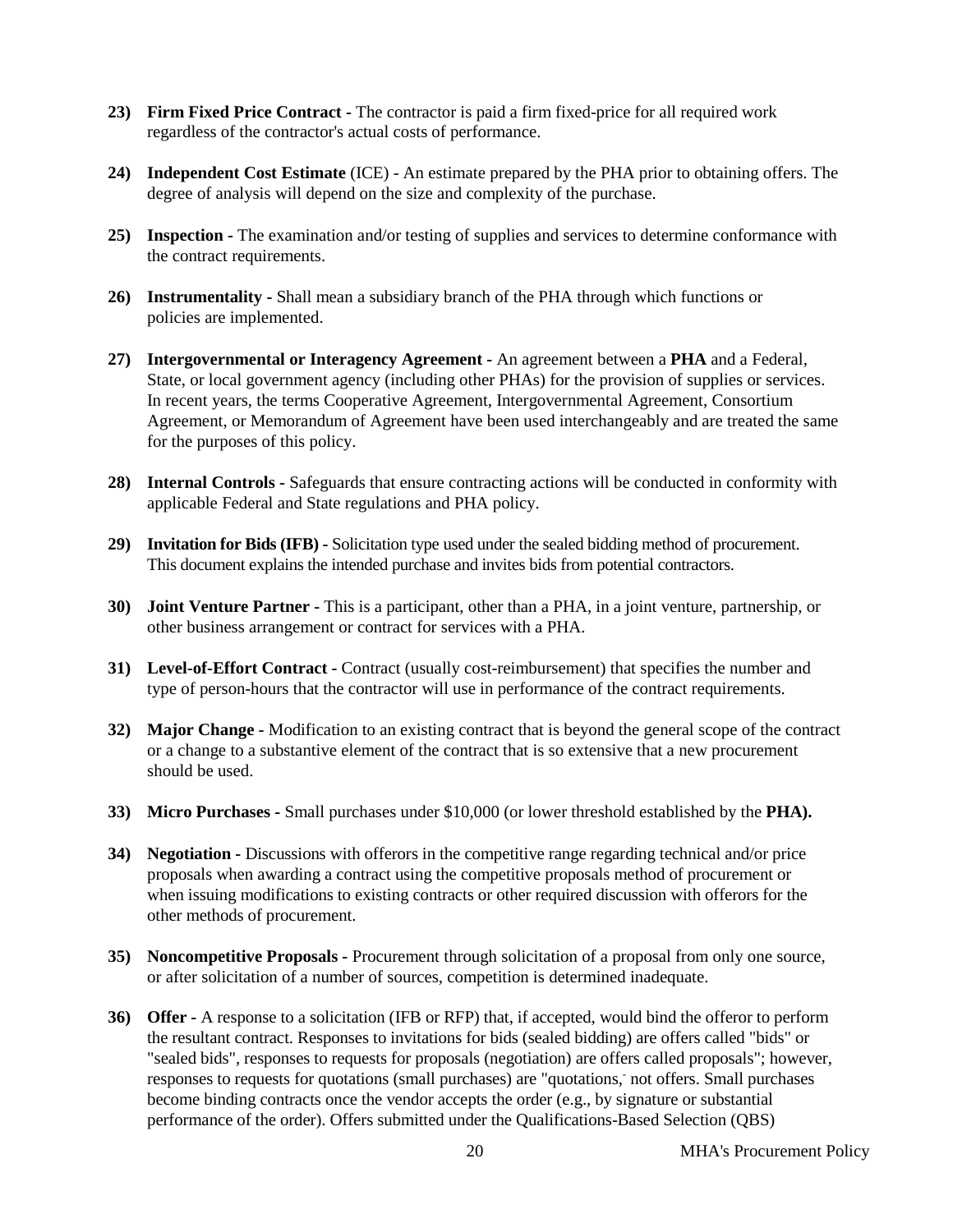**23) Firm Fixed Price Contract -** The contractor is paid a firm fixed-price for all required work regardless of the contractor's actual costs of performance.

**24) Independent Cost Estimate** (ICE) - An estimate prepared by the PHA prior to obtaining offers. The degree of analysis will depend on the size and complexity of the purchase.

**25) Inspection -** The examination and/or testing of supplies and services to determine conformance with the contract requirements.

**26) Instrumentality -** Shall mean a subsidiary branch of the PHA through which functions or policies are implemented.

**27) Intergovernmental or Interagency Agreement -** An agreement between a **PHA** and a Federal, State, or local government agency (including other PHAs) for the provision of supplies or services. In recent years, the terms Cooperative Agreement, Intergovernmental Agreement, Consortium Agreement, or Memorandum of Agreement have been used interchangeably and are treated the same for the purposes of this policy.

**28) Internal Controls -** Safeguards that ensure contracting actions will be conducted in conformity with applicable Federal and State regulations and PHA policy.

**29) Invitation for Bids (IFB) -** Solicitation type used under the sealed bidding method of procurement. This document explains the intended purchase and invites bids from potential contractors.

**30) Joint Venture Partner -** This is a participant, other than a PHA, in a joint venture, partnership, or other business arrangement or contract for services with a PHA.

**31) Level-of-Effort Contract -** Contract (usually cost-reimbursement) that specifies the number and type of person-hours that the contractor will use in performance of the contract requirements.

**32) Major Change -** Modification to an existing contract that is beyond the general scope of the contract or a change to a substantive element of the contract that is so extensive that a new procurement should be used.

**33) Micro Purchases -** Small purchases under $10,000 (or lower threshold established by the **PHA).**

**34) Negotiation -** Discussions with offerors in the competitive range regarding technical and/or price proposals when awarding a contract using the competitive proposals method of procurement or when issuing modifications to existing contracts or other required discussion with offerors for the other methods of procurement.

**35) Noncompetitive Proposals -** Procurement through solicitation of a proposal from only one source, or after solicitation of a number of sources, competition is determined inadequate.

**36) Offer -** A response to a solicitation (IFB or RFP) that, if accepted, would bind the offeror to perform the resultant contract. Responses to invitations for bids (sealed bidding) are offers called "bids" or "sealed bids", responses to requests for proposals (negotiation) are offers called proposals"; however, responses to requests for quotations (small purchases) are "quotations," not offers. Small purchases become binding contracts once the vendor accepts the order (e.g., by signature or substantial performance of the order). Offers submitted under the Qualifications-Based Selection (QBS)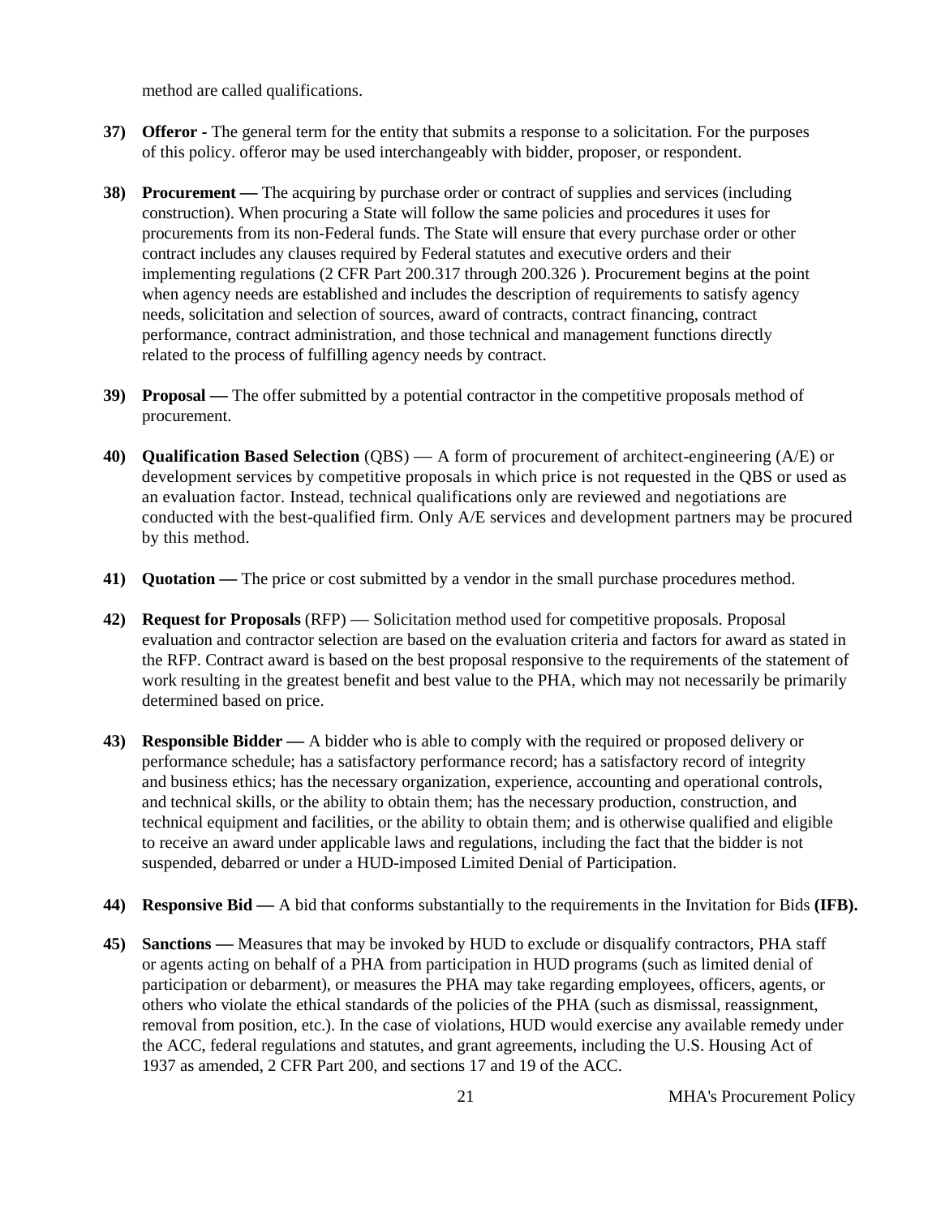method are called qualifications.

**37) Offeror -** The general term for the entity that submits a response to a solicitation. For the purposes of this policy. offeror may be used interchangeably with bidder, proposer, or respondent.

**38) Procurement —** The acquiring by purchase order or contract of supplies and services (including construction). When procuring a State will follow the same policies and procedures it uses for procurements from its non-Federal funds. The State will ensure that every purchase order or other contract includes any clauses required by Federal statutes and executive orders and their implementing regulations (2 CFR Part 200.317 through 200.326 ). Procurement begins at the point when agency needs are established and includes the description of requirements to satisfy agency needs, solicitation and selection of sources, award of contracts, contract financing, contract performance, contract administration, and those technical and management functions directly related to the process of fulfilling agency needs by contract.

**39) Proposal —** The offer submitted by a potential contractor in the competitive proposals method of procurement.

**40) Qualification Based Selection** (QBS) — A form of procurement of architect-engineering (A/E) or development services by competitive proposals in which price is not requested in the QBS or used as an evaluation factor. Instead, technical qualifications only are reviewed and negotiations are conducted with the best-qualified firm. Only A/E services and development partners may be procured by this method.

**41) Quotation —** The price or cost submitted by a vendor in the small purchase procedures method.

**42) Request for Proposals** (RFP) — Solicitation method used for competitive proposals. Proposal evaluation and contractor selection are based on the evaluation criteria and factors for award as stated in the RFP. Contract award is based on the best proposal responsive to the requirements of the statement of work resulting in the greatest benefit and best value to the PHA, which may not necessarily be primarily determined based on price.

**43) Responsible Bidder —** A bidder who is able to comply with the required or proposed delivery or performance schedule; has a satisfactory performance record; has a satisfactory record of integrity and business ethics; has the necessary organization, experience, accounting and operational controls, and technical skills, or the ability to obtain them; has the necessary production, construction, and technical equipment and facilities, or the ability to obtain them; and is otherwise qualified and eligible to receive an award under applicable laws and regulations, including the fact that the bidder is not suspended, debarred or under a HUD-imposed Limited Denial of Participation.

**44) Responsive Bid —** A bid that conforms substantially to the requirements in the Invitation for Bids **(IFB).**

**45) Sanctions —** Measures that may be invoked by HUD to exclude or disqualify contractors, PHA staff or agents acting on behalf of a PHA from participation in HUD programs (such as limited denial of participation or debarment), or measures the PHA may take regarding employees, officers, agents, or others who violate the ethical standards of the policies of the PHA (such as dismissal, reassignment, removal from position, etc.). In the case of violations, HUD would exercise any available remedy under the ACC, federal regulations and statutes, and grant agreements, including the U.S. Housing Act of 1937 as amended, 2 CFR Part 200, and sections 17 and 19 of the ACC.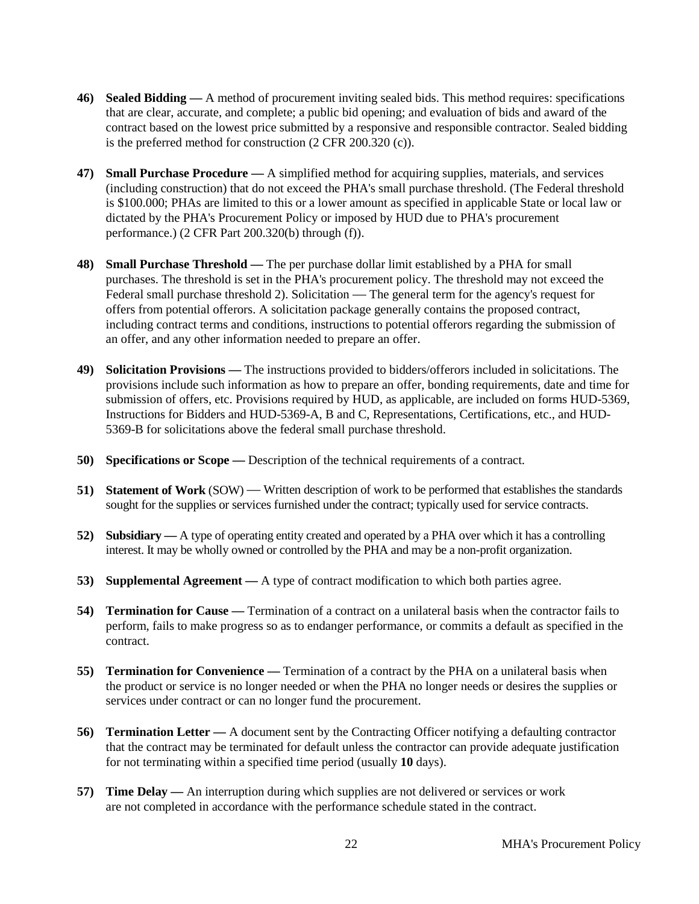46) **Sealed Bidding —** A method of procurement inviting sealed bids. This method requires: specifications that are clear, accurate, and complete; a public bid opening; and evaluation of bids and award of the contract based on the lowest price submitted by a responsive and responsible contractor. Sealed bidding is the preferred method for construction (2 CFR 200.320 (c)).

47) **Small Purchase Procedure —** A simplified method for acquiring supplies, materials, and services (including construction) that do not exceed the PHA's small purchase threshold. (The Federal threshold is $100.000; PHAs are limited to this or a lower amount as specified in applicable State or local law or dictated by the PHA's Procurement Policy or imposed by HUD due to PHA's procurement performance.) (2 CFR Part 200.320(b) through (f)).

48) **Small Purchase Threshold —** The per purchase dollar limit established by a PHA for small purchases. The threshold is set in the PHA's procurement policy. The threshold may not exceed the Federal small purchase threshold 2). Solicitation — The general term for the agency's request for offers from potential offerors. A solicitation package generally contains the proposed contract, including contract terms and conditions, instructions to potential offerors regarding the submission of an offer, and any other information needed to prepare an offer.

49) **Solicitation Provisions —** The instructions provided to bidders/offerors included in solicitations. The provisions include such information as how to prepare an offer, bonding requirements, date and time for submission of offers, etc. Provisions required by HUD, as applicable, are included on forms HUD-5369, Instructions for Bidders and HUD-5369-A, B and C, Representations, Certifications, etc., and HUD-5369-B for solicitations above the federal small purchase threshold.

50) **Specifications or Scope —** Description of the technical requirements of a contract.

51) **Statement of Work** (SOW) — Written description of work to be performed that establishes the standards sought for the supplies or services furnished under the contract; typically used for service contracts.

52) **Subsidiary —** A type of operating entity created and operated by a PHA over which it has a controlling interest. It may be wholly owned or controlled by the PHA and may be a non-profit organization.

53) **Supplemental Agreement —** A type of contract modification to which both parties agree.

54) **Termination for Cause —** Termination of a contract on a unilateral basis when the contractor fails to perform, fails to make progress so as to endanger performance, or commits a default as specified in the contract.

55) **Termination for Convenience —** Termination of a contract by the PHA on a unilateral basis when the product or service is no longer needed or when the PHA no longer needs or desires the supplies or services under contract or can no longer fund the procurement.

56) **Termination Letter —** A document sent by the Contracting Officer notifying a defaulting contractor that the contract may be terminated for default unless the contractor can provide adequate justification for not terminating within a specified time period (usually **10** days).

57) **Time Delay —** An interruption during which supplies are not delivered or services or work are not completed in accordance with the performance schedule stated in the contract.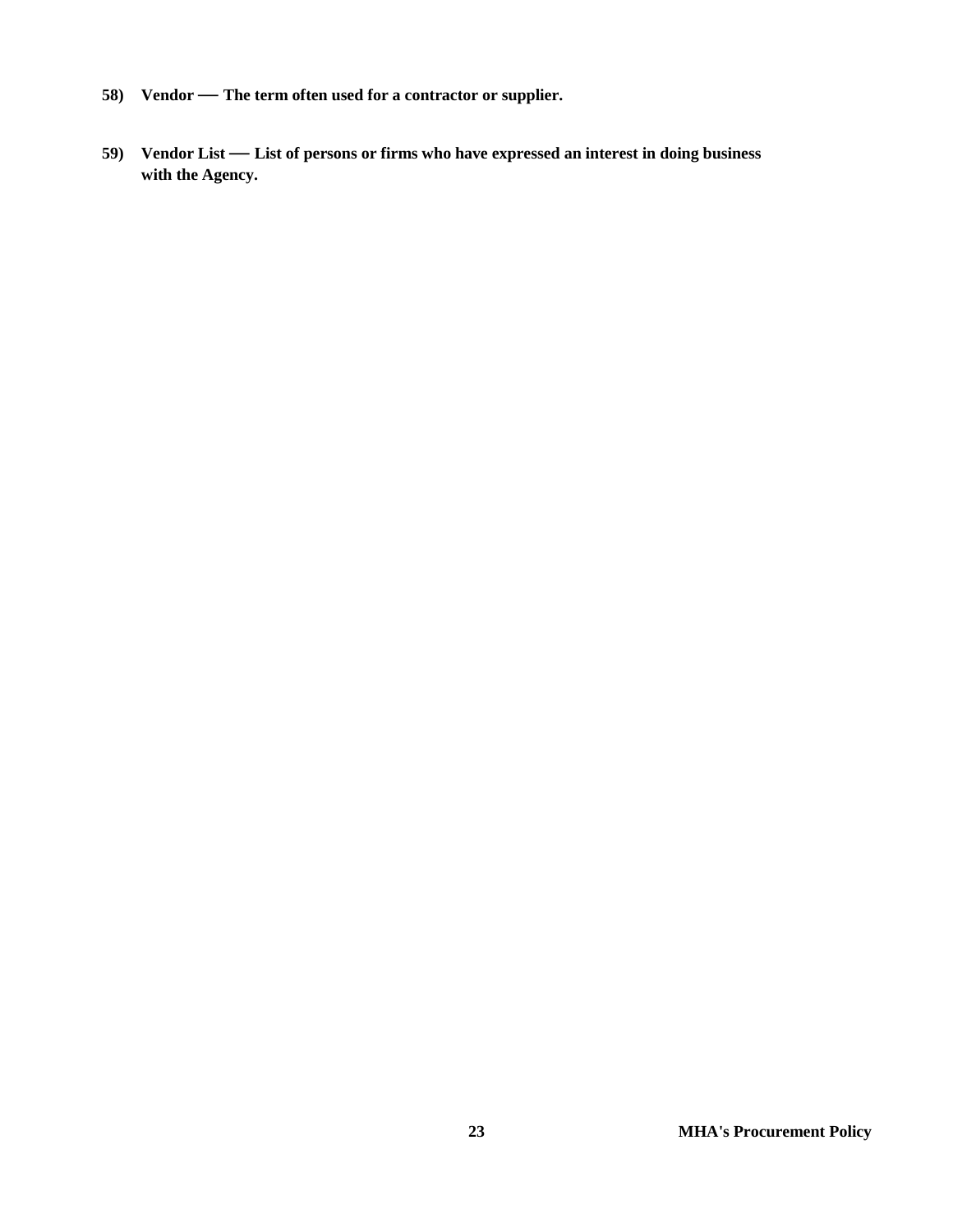**58) Vendor — The term often used for a contractor or supplier.**

**59) Vendor List — List of persons or firms who have expressed an interest in doing business with the Agency.**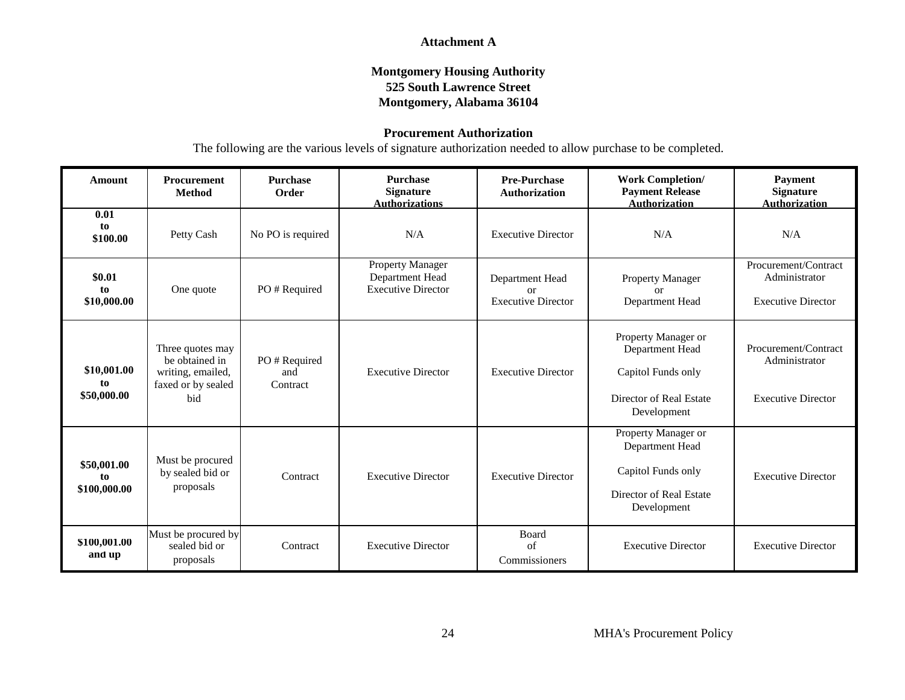**Attachment A**

**Montgomery Housing Authority**
**525 South Lawrence Street**
**Montgomery, Alabama 36104**

**Procurement Authorization**

The following are the various levels of signature authorization needed to allow purchase to be completed.

| Amount | Procurement Method | Purchase Order | Purchase Signature Authorizations | Pre-Purchase Authorization | Work Completion/ Payment Release Authorization | Payment Signature Authorization |
|---|---|---|---|---|---|---|
| **0.01 to $100.00** | Petty Cash | No PO is required | N/A | Executive Director | N/A | N/A |
| **$0.01 to $10,000.00** | One quote | PO # Required | Property Manager<br>Department Head<br>Executive Director | Department Head<br>or<br>Executive Director | Property Manager<br>or<br>Department Head | Procurement/Contract Administrator<br><br>Executive Director |
| **$10,001.00 to $50,000.00** | Three quotes may be obtained in writing, emailed, faxed or by sealed bid | PO # Required and Contract | Executive Director | Executive Director | Property Manager or Department Head<br><br>Capitol Funds only<br><br>Director of Real Estate Development | Procurement/Contract Administrator<br><br>Executive Director |
| **$50,001.00 to $100,000.00** | Must be procured by sealed bid or proposals | Contract | Executive Director | Executive Director | Property Manager or Department Head<br><br>Capitol Funds only<br><br>Director of Real Estate Development | Executive Director |
| **$100,001.00 and up** | Must be procured by sealed bid or proposals | Contract | Executive Director | Board of Commissioners | Executive Director | Executive Director |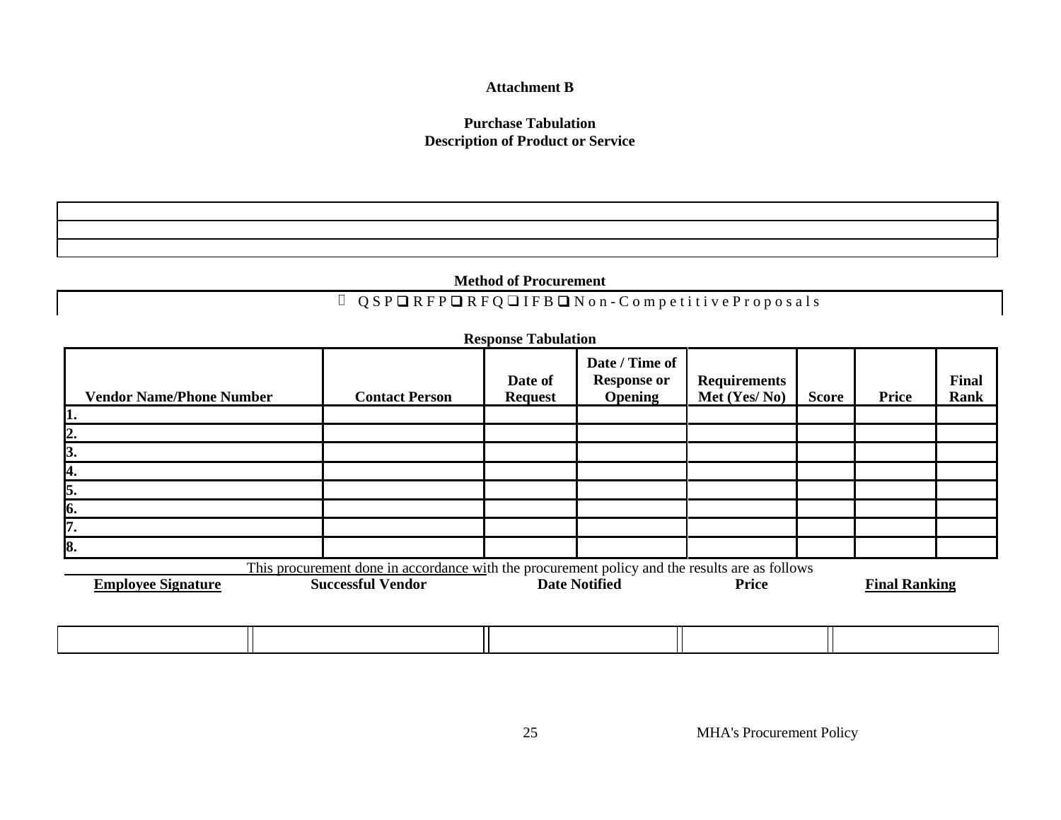**Attachment B**

**Purchase Tabulation**
**Description of Product or Service**

| |
|---|
| |
| |
| |

**Method of Procurement**

 QSP ❑ RFP ❑ RFQ ❑ IFB ❑ Non-Competitive Proposals

**Response Tabulation**

| Vendor Name/Phone Number | Contact Person | Date of Request | Date / Time of Response or Opening | Requirements Met (Yes/ No) | Score | Price | Final Rank |
|---|---|---|---|---|---|---|---|
| 1. | | | | | | | |
| 2. | | | | | | | |
| 3. | | | | | | | |
| 4. | | | | | | | |
| 5. | | | | | | | |
| 6. | | | | | | | |
| 7. | | | | | | | |
| 8. | | | | | | | |

This procurement done in accordance with the procurement policy and the results are as follows

| Employee Signature | Successful Vendor | Date Notified | Price | Final Ranking |
|---|---|---|---|---|
| | | | | |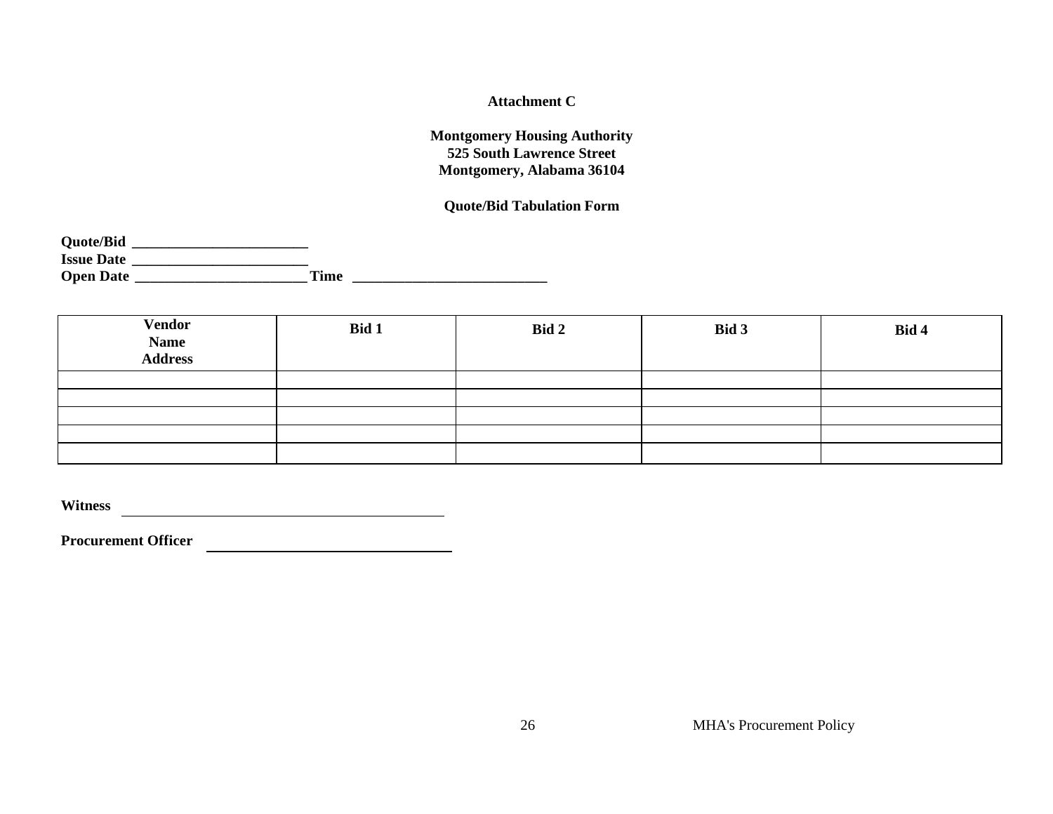**Attachment C**

**Montgomery Housing Authority**
**525 South Lawrence Street**
**Montgomery, Alabama 36104**

**Quote/Bid Tabulation Form**

**Quote/Bid** ________________________
**Issue Date** ________________________
**Open Date** ________________________ **Time** ___________________________

| Vendor Name Address | Bid 1 | Bid 2 | Bid 3 | Bid 4 |
|---|---|---|---|---|
| | | | | |
| | | | | |
| | | | | |
| | | | | |
| | | | | |

**Witness** ____________________________________________

**Procurement Officer** __________________________________